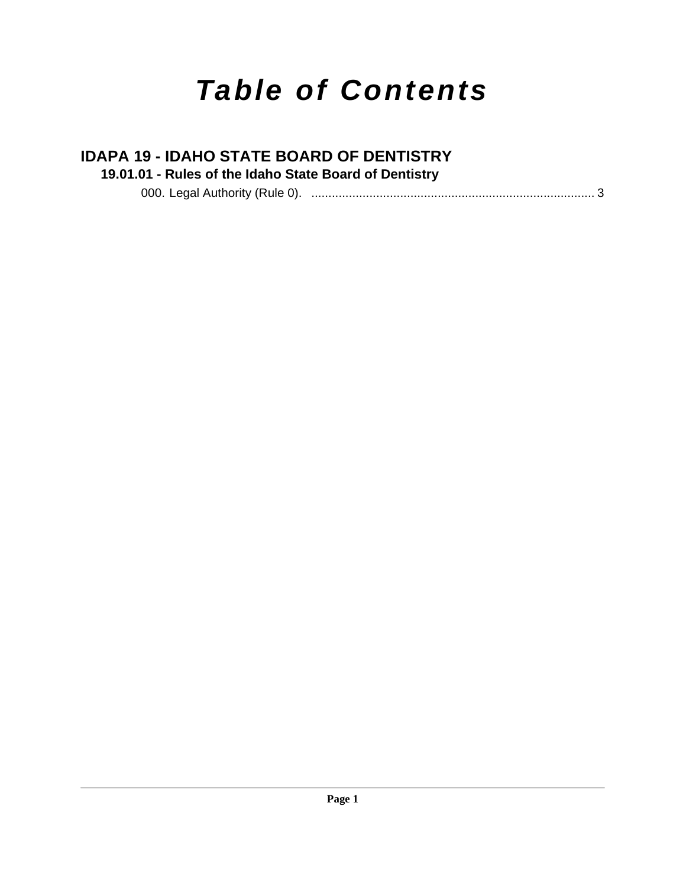# *Table of Contents*

## IDAPA 19 - IDAHO STATE BOARD OF DENTISTRY

### 19.01.01 - Rules of the Idaho State Board of Dentistry

000. Legal Authority (Rule 0). .................................................................................... 3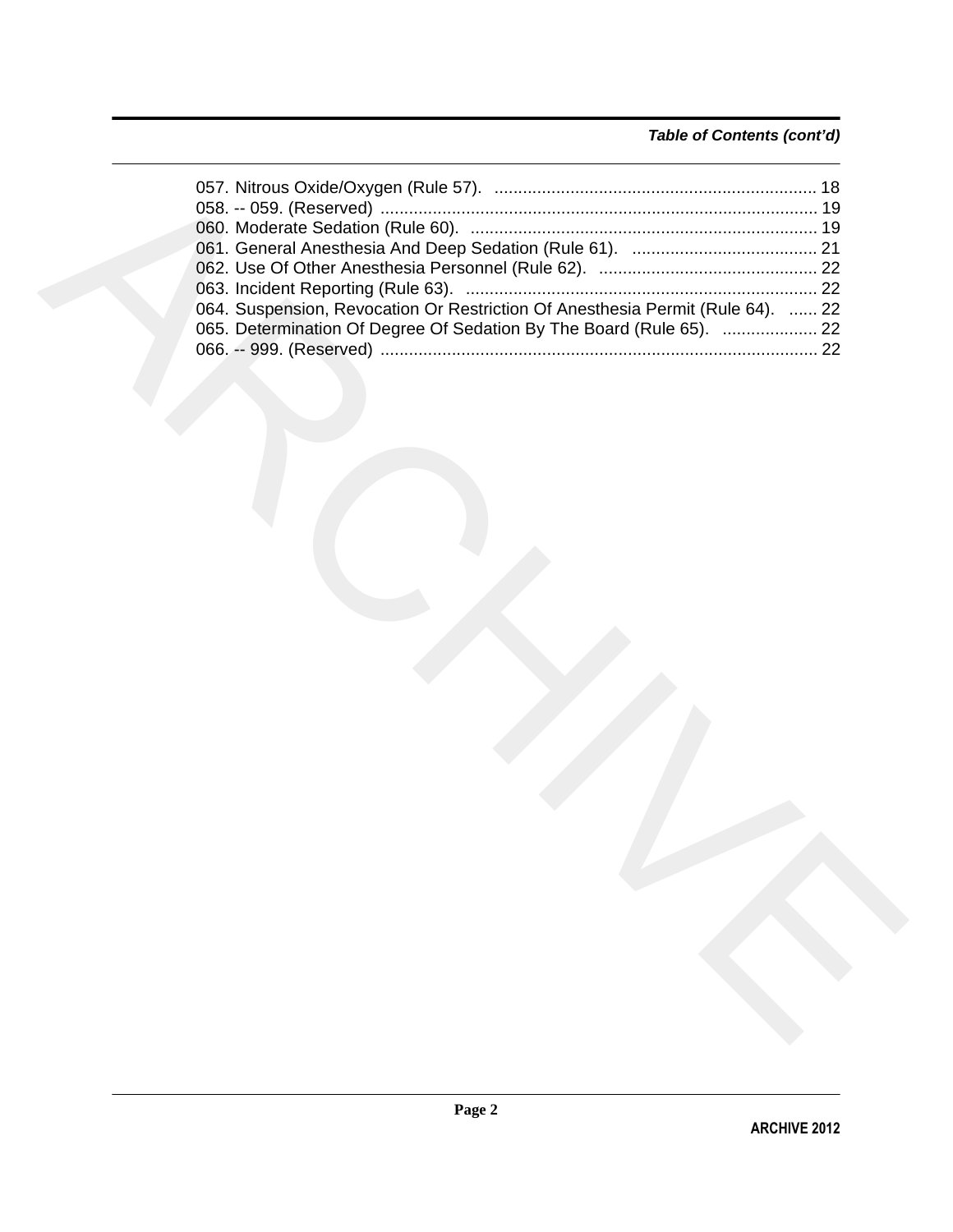*Table of Contents (cont'd)*

057. Nitrous Oxide/Oxygen (Rule 57). .................................................................... 18
058. -- 059. (Reserved) ............................................................................................ 19
060. Moderate Sedation (Rule 60). ......................................................................... 19
061. General Anesthesia And Deep Sedation (Rule 61). ....................................... 21
062. Use Of Other Anesthesia Personnel (Rule 62). .............................................. 22
063. Incident Reporting (Rule 63). .......................................................................... 22
064. Suspension, Revocation Or Restriction Of Anesthesia Permit (Rule 64). ...... 22
065. Determination Of Degree Of Sedation By The Board (Rule 65). .................... 22
066. -- 999. (Reserved) ............................................................................................ 22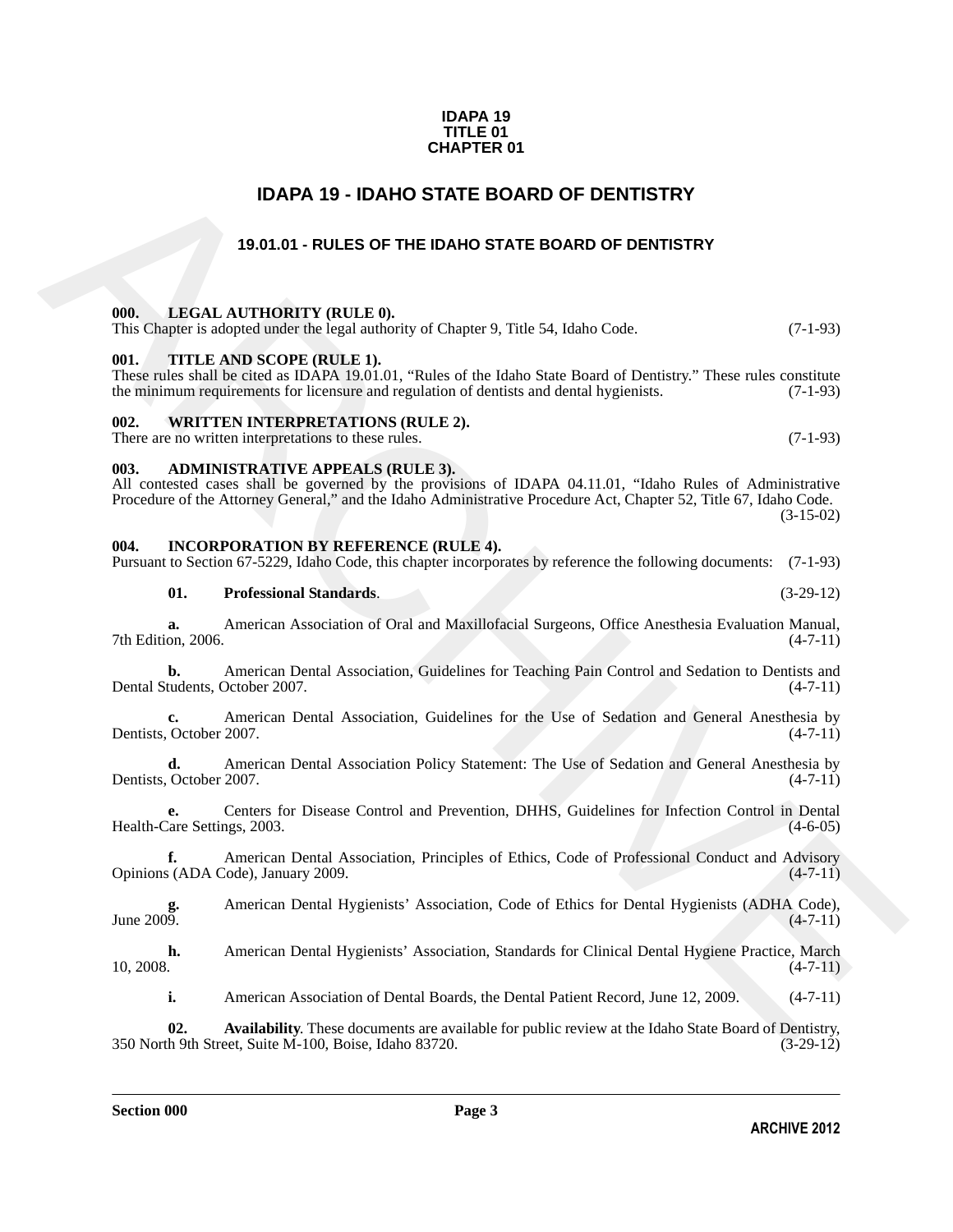**IDAPA 19**
**TITLE 01**
**CHAPTER 01**

# IDAPA 19 - IDAHO STATE BOARD OF DENTISTRY

## 19.01.01 - RULES OF THE IDAHO STATE BOARD OF DENTISTRY

### 000. LEGAL AUTHORITY (RULE 0).

This Chapter is adopted under the legal authority of Chapter 9, Title 54, Idaho Code. (7-1-93)

### 001. TITLE AND SCOPE (RULE 1).

These rules shall be cited as IDAPA 19.01.01, "Rules of the Idaho State Board of Dentistry." These rules constitute the minimum requirements for licensure and regulation of dentists and dental hygienists. (7-1-93)

### 002. WRITTEN INTERPRETATIONS (RULE 2).

There are no written interpretations to these rules. (7-1-93)

### 003. ADMINISTRATIVE APPEALS (RULE 3).

All contested cases shall be governed by the provisions of IDAPA 04.11.01, "Idaho Rules of Administrative Procedure of the Attorney General," and the Idaho Administrative Procedure Act, Chapter 52, Title 67, Idaho Code. (3-15-02)

### 004. INCORPORATION BY REFERENCE (RULE 4).

Pursuant to Section 67-5229, Idaho Code, this chapter incorporates by reference the following documents: (7-1-93)

**01. Professional Standards**. (3-29-12)

**a.** American Association of Oral and Maxillofacial Surgeons, Office Anesthesia Evaluation Manual, 7th Edition, 2006. (4-7-11)

**b.** American Dental Association, Guidelines for Teaching Pain Control and Sedation to Dentists and Dental Students, October 2007. (4-7-11)

**c.** American Dental Association, Guidelines for the Use of Sedation and General Anesthesia by Dentists, October 2007. (4-7-11)

**d.** American Dental Association Policy Statement: The Use of Sedation and General Anesthesia by Dentists, October 2007. (4-7-11)

**e.** Centers for Disease Control and Prevention, DHHS, Guidelines for Infection Control in Dental Health-Care Settings, 2003. (4-6-05)

**f.** American Dental Association, Principles of Ethics, Code of Professional Conduct and Advisory Opinions (ADA Code), January 2009. (4-7-11)

**g.** American Dental Hygienists' Association, Code of Ethics for Dental Hygienists (ADHA Code), June 2009. (4-7-11)

**h.** American Dental Hygienists' Association, Standards for Clinical Dental Hygiene Practice, March 10, 2008. (4-7-11)

**i.** American Association of Dental Boards, the Dental Patient Record, June 12, 2009. (4-7-11)

**02. Availability**. These documents are available for public review at the Idaho State Board of Dentistry, 350 North 9th Street, Suite M-100, Boise, Idaho 83720. (3-29-12)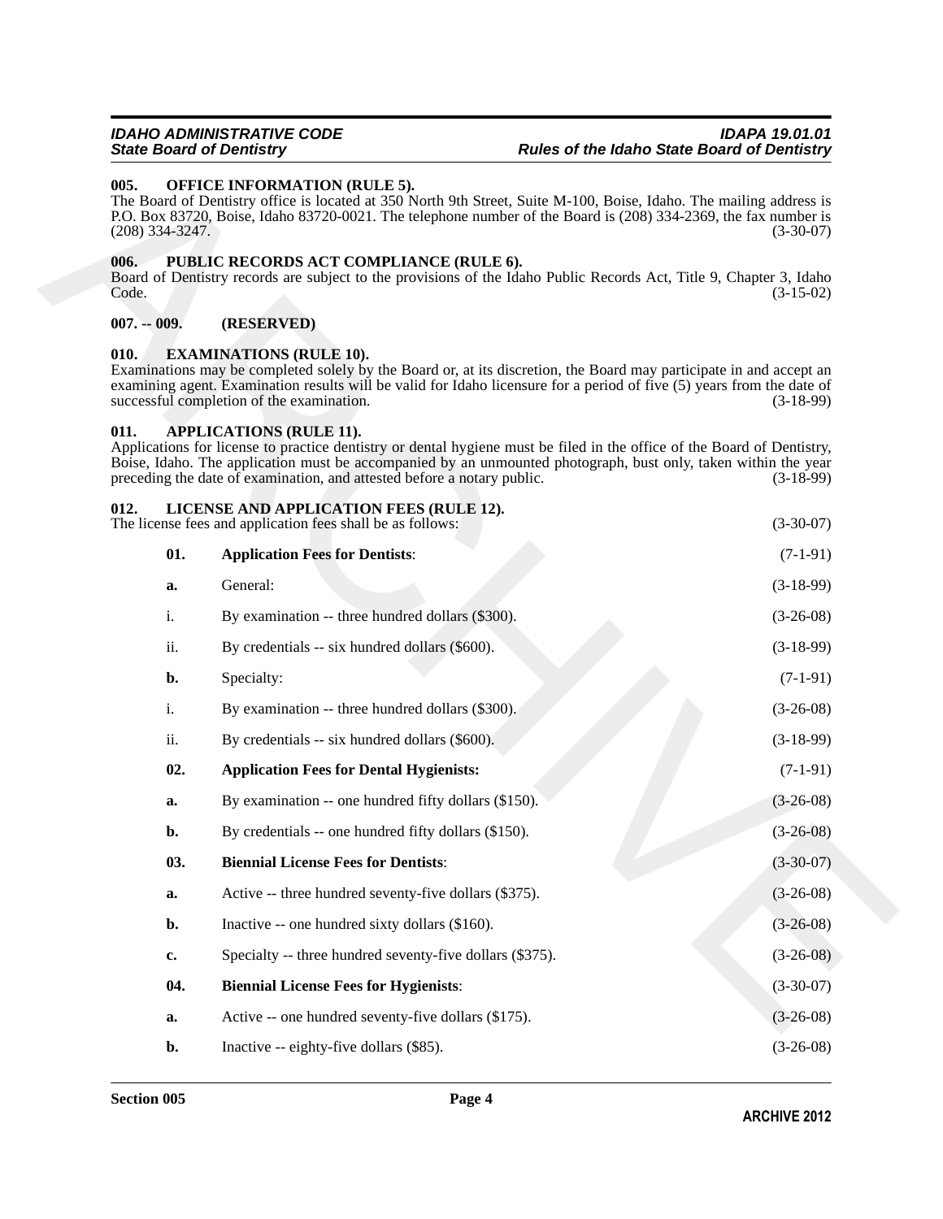### 005. OFFICE INFORMATION (RULE 5).

The Board of Dentistry office is located at 350 North 9th Street, Suite M-100, Boise, Idaho. The mailing address is P.O. Box 83720, Boise, Idaho 83720-0021. The telephone number of the Board is (208) 334-2369, the fax number is (208) 334-3247. (3-30-07)

### 006. PUBLIC RECORDS ACT COMPLIANCE (RULE 6).

Board of Dentistry records are subject to the provisions of the Idaho Public Records Act, Title 9, Chapter 3, Idaho Code. (3-15-02)

### 007. -- 009. (RESERVED)

### 010. EXAMINATIONS (RULE 10).

Examinations may be completed solely by the Board or, at its discretion, the Board may participate in and accept an examining agent. Examination results will be valid for Idaho licensure for a period of five (5) years from the date of successful completion of the examination. (3-18-99)

### 011. APPLICATIONS (RULE 11).

Applications for license to practice dentistry or dental hygiene must be filed in the office of the Board of Dentistry, Boise, Idaho. The application must be accompanied by an unmounted photograph, bust only, taken within the year preceding the date of examination, and attested before a notary public. (3-18-99)

### 012. LICENSE AND APPLICATION FEES (RULE 12).

The license fees and application fees shall be as follows: (3-30-07)

**01. Application Fees for Dentists**: (7-1-91)

**a.** General: (3-18-99)

i. By examination -- three hundred dollars ($300). (3-26-08)

ii. By credentials -- six hundred dollars ($600). (3-18-99)

**b.** Specialty: (7-1-91)

i. By examination -- three hundred dollars ($300). (3-26-08)

ii. By credentials -- six hundred dollars ($600). (3-18-99)

**02. Application Fees for Dental Hygienists:** (7-1-91)

**a.** By examination -- one hundred fifty dollars ($150). (3-26-08)

**b.** By credentials -- one hundred fifty dollars ($150). (3-26-08)

**03. Biennial License Fees for Dentists**: (3-30-07)

**a.** Active -- three hundred seventy-five dollars ($375). (3-26-08)

**b.** Inactive -- one hundred sixty dollars ($160). (3-26-08)

**c.** Specialty -- three hundred seventy-five dollars ($375). (3-26-08)

**04. Biennial License Fees for Hygienists**: (3-30-07)

**a.** Active -- one hundred seventy-five dollars ($175). (3-26-08)

**b.** Inactive -- eighty-five dollars ($85). (3-26-08)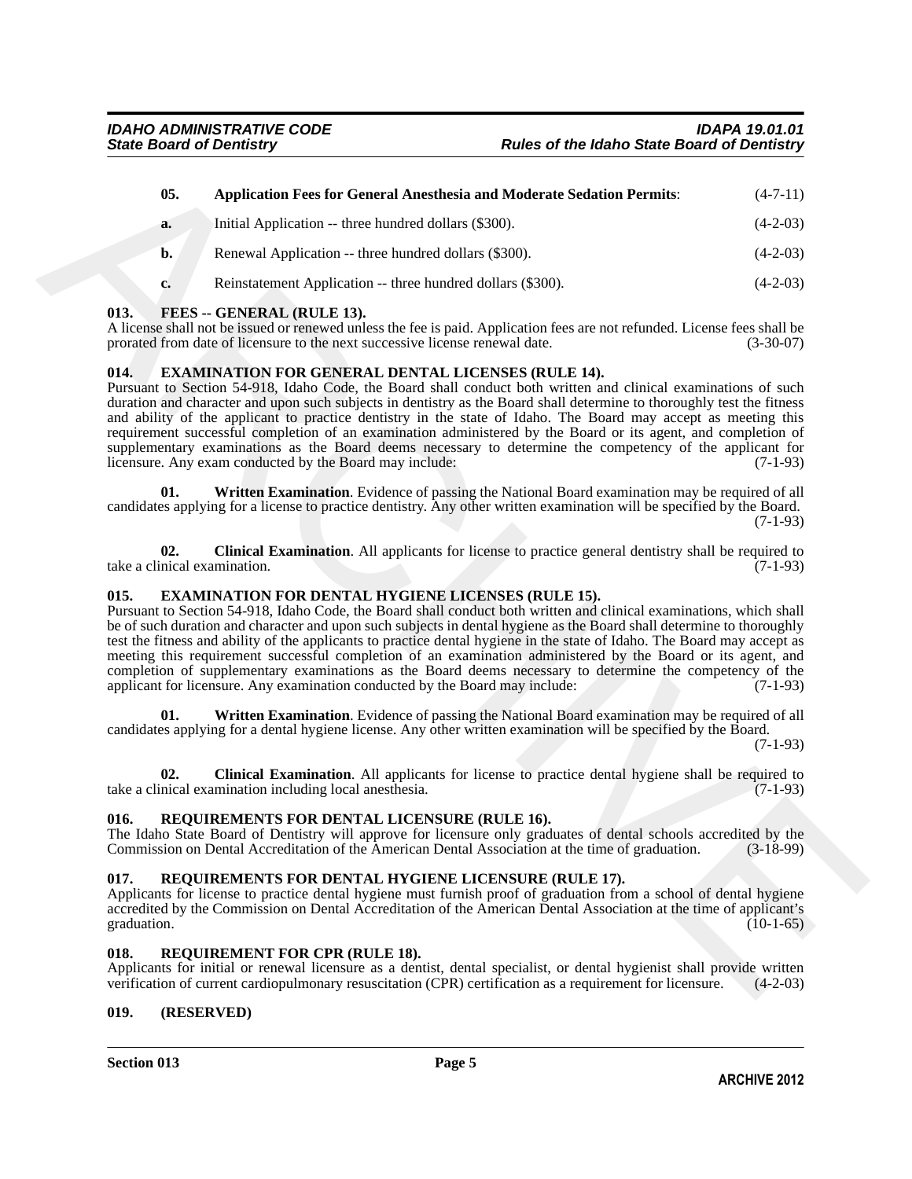**05. Application Fees for General Anesthesia and Moderate Sedation Permits**: (4-7-11)

**a.** Initial Application -- three hundred dollars ($300). (4-2-03)

**b.** Renewal Application -- three hundred dollars ($300). (4-2-03)

**c.** Reinstatement Application -- three hundred dollars ($300). (4-2-03)

## 013. FEES -- GENERAL (RULE 13).

A license shall not be issued or renewed unless the fee is paid. Application fees are not refunded. License fees shall be prorated from date of licensure to the next successive license renewal date. (3-30-07)

## 014. EXAMINATION FOR GENERAL DENTAL LICENSES (RULE 14).

Pursuant to Section 54-918, Idaho Code, the Board shall conduct both written and clinical examinations of such duration and character and upon such subjects in dentistry as the Board shall determine to thoroughly test the fitness and ability of the applicant to practice dentistry in the state of Idaho. The Board may accept as meeting this requirement successful completion of an examination administered by the Board or its agent, and completion of supplementary examinations as the Board deems necessary to determine the competency of the applicant for licensure. Any exam conducted by the Board may include: (7-1-93)

**01. Written Examination**. Evidence of passing the National Board examination may be required of all candidates applying for a license to practice dentistry. Any other written examination will be specified by the Board. (7-1-93)

**02. Clinical Examination**. All applicants for license to practice general dentistry shall be required to take a clinical examination. (7-1-93)

## 015. EXAMINATION FOR DENTAL HYGIENE LICENSES (RULE 15).

Pursuant to Section 54-918, Idaho Code, the Board shall conduct both written and clinical examinations, which shall be of such duration and character and upon such subjects in dental hygiene as the Board shall determine to thoroughly test the fitness and ability of the applicants to practice dental hygiene in the state of Idaho. The Board may accept as meeting this requirement successful completion of an examination administered by the Board or its agent, and completion of supplementary examinations as the Board deems necessary to determine the competency of the applicant for licensure. Any examination conducted by the Board may include: (7-1-93)

**01. Written Examination**. Evidence of passing the National Board examination may be required of all candidates applying for a dental hygiene license. Any other written examination will be specified by the Board. (7-1-93)

**02. Clinical Examination**. All applicants for license to practice dental hygiene shall be required to take a clinical examination including local anesthesia. (7-1-93)

## 016. REQUIREMENTS FOR DENTAL LICENSURE (RULE 16).

The Idaho State Board of Dentistry will approve for licensure only graduates of dental schools accredited by the Commission on Dental Accreditation of the American Dental Association at the time of graduation. (3-18-99)

## 017. REQUIREMENTS FOR DENTAL HYGIENE LICENSURE (RULE 17).

Applicants for license to practice dental hygiene must furnish proof of graduation from a school of dental hygiene accredited by the Commission on Dental Accreditation of the American Dental Association at the time of applicant's graduation. (10-1-65)

## 018. REQUIREMENT FOR CPR (RULE 18).

Applicants for initial or renewal licensure as a dentist, dental specialist, or dental hygienist shall provide written verification of current cardiopulmonary resuscitation (CPR) certification as a requirement for licensure. (4-2-03)

## 019. (RESERVED)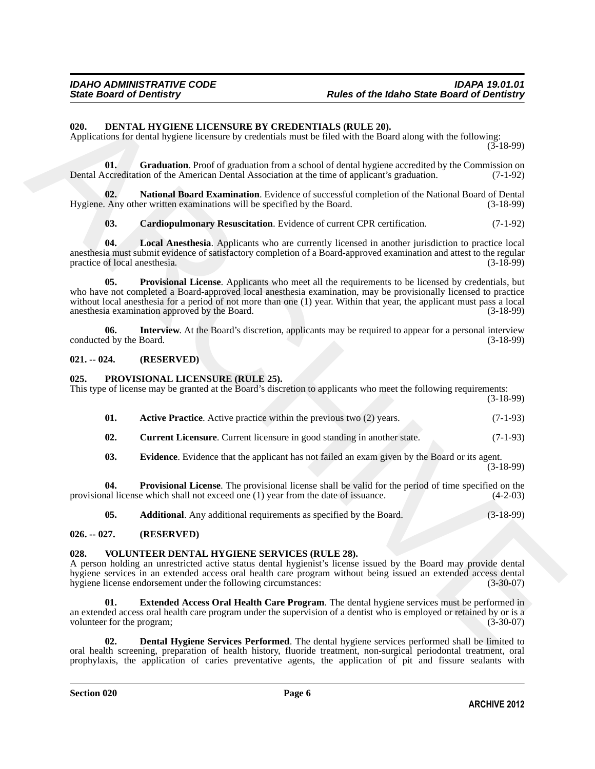### 020. DENTAL HYGIENE LICENSURE BY CREDENTIALS (RULE 20).

Applications for dental hygiene licensure by credentials must be filed with the Board along with the following: (3-18-99)

**01. Graduation**. Proof of graduation from a school of dental hygiene accredited by the Commission on Dental Accreditation of the American Dental Association at the time of applicant's graduation. (7-1-92)

**02. National Board Examination**. Evidence of successful completion of the National Board of Dental Hygiene. Any other written examinations will be specified by the Board. (3-18-99)

**03. Cardiopulmonary Resuscitation**. Evidence of current CPR certification. (7-1-92)

**04. Local Anesthesia**. Applicants who are currently licensed in another jurisdiction to practice local anesthesia must submit evidence of satisfactory completion of a Board-approved examination and attest to the regular practice of local anesthesia. (3-18-99)

**05. Provisional License**. Applicants who meet all the requirements to be licensed by credentials, but who have not completed a Board-approved local anesthesia examination, may be provisionally licensed to practice without local anesthesia for a period of not more than one (1) year. Within that year, the applicant must pass a local anesthesia examination approved by the Board. (3-18-99)

**06. Interview**. At the Board's discretion, applicants may be required to appear for a personal interview conducted by the Board. (3-18-99)

### 021. -- 024. (RESERVED)

### 025. PROVISIONAL LICENSURE (RULE 25).

This type of license may be granted at the Board's discretion to applicants who meet the following requirements: (3-18-99)

**01. Active Practice**. Active practice within the previous two (2) years. (7-1-93)

**02. Current Licensure**. Current licensure in good standing in another state. (7-1-93)

**03. Evidence**. Evidence that the applicant has not failed an exam given by the Board or its agent. (3-18-99)

**04. Provisional License**. The provisional license shall be valid for the period of time specified on the provisional license which shall not exceed one (1) year from the date of issuance. (4-2-03)

**05. Additional**. Any additional requirements as specified by the Board. (3-18-99)

### 026. -- 027. (RESERVED)

### 028. VOLUNTEER DENTAL HYGIENE SERVICES (RULE 28).

A person holding an unrestricted active status dental hygienist's license issued by the Board may provide dental hygiene services in an extended access oral health care program without being issued an extended access dental hygiene license endorsement under the following circumstances: (3-30-07)

**01. Extended Access Oral Health Care Program**. The dental hygiene services must be performed in an extended access oral health care program under the supervision of a dentist who is employed or retained by or is a volunteer for the program; (3-30-07)

**02. Dental Hygiene Services Performed**. The dental hygiene services performed shall be limited to oral health screening, preparation of health history, fluoride treatment, non-surgical periodontal treatment, oral prophylaxis, the application of caries preventative agents, the application of pit and fissure sealants with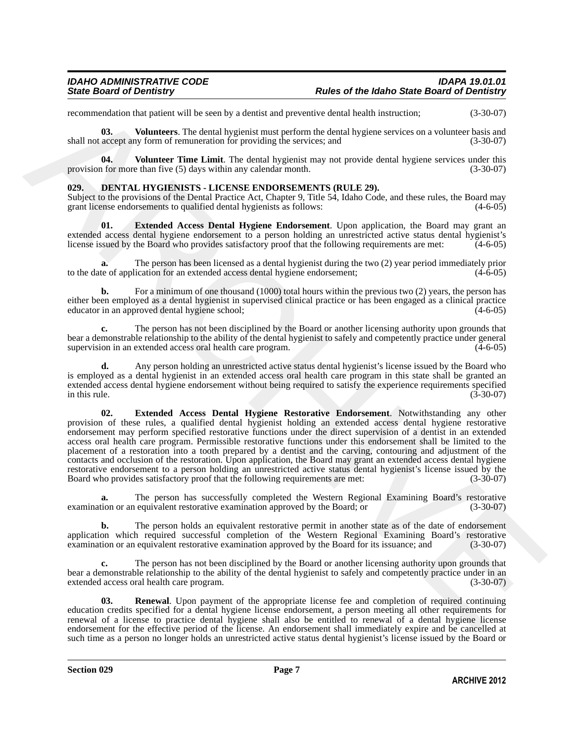recommendation that patient will be seen by a dentist and preventive dental health instruction; (3-30-07)

**03. Volunteers**. The dental hygienist must perform the dental hygiene services on a volunteer basis and shall not accept any form of remuneration for providing the services; and (3-30-07)

**04. Volunteer Time Limit**. The dental hygienist may not provide dental hygiene services under this provision for more than five (5) days within any calendar month. (3-30-07)

### 029. DENTAL HYGIENISTS - LICENSE ENDORSEMENTS (RULE 29).

Subject to the provisions of the Dental Practice Act, Chapter 9, Title 54, Idaho Code, and these rules, the Board may grant license endorsements to qualified dental hygienists as follows: (4-6-05)

**01. Extended Access Dental Hygiene Endorsement**. Upon application, the Board may grant an extended access dental hygiene endorsement to a person holding an unrestricted active status dental hygienist's license issued by the Board who provides satisfactory proof that the following requirements are met: (4-6-05)

**a.** The person has been licensed as a dental hygienist during the two (2) year period immediately prior to the date of application for an extended access dental hygiene endorsement; (4-6-05)

**b.** For a minimum of one thousand (1000) total hours within the previous two (2) years, the person has either been employed as a dental hygienist in supervised clinical practice or has been engaged as a clinical practice educator in an approved dental hygiene school; (4-6-05)

**c.** The person has not been disciplined by the Board or another licensing authority upon grounds that bear a demonstrable relationship to the ability of the dental hygienist to safely and competently practice under general supervision in an extended access oral health care program. (4-6-05)

**d.** Any person holding an unrestricted active status dental hygienist's license issued by the Board who is employed as a dental hygienist in an extended access oral health care program in this state shall be granted an extended access dental hygiene endorsement without being required to satisfy the experience requirements specified in this rule. (3-30-07)

**02. Extended Access Dental Hygiene Restorative Endorsement**. Notwithstanding any other provision of these rules, a qualified dental hygienist holding an extended access dental hygiene restorative endorsement may perform specified restorative functions under the direct supervision of a dentist in an extended access oral health care program. Permissible restorative functions under this endorsement shall be limited to the placement of a restoration into a tooth prepared by a dentist and the carving, contouring and adjustment of the contacts and occlusion of the restoration. Upon application, the Board may grant an extended access dental hygiene restorative endorsement to a person holding an unrestricted active status dental hygienist's license issued by the Board who provides satisfactory proof that the following requirements are met: (3-30-07)

**a.** The person has successfully completed the Western Regional Examining Board's restorative examination or an equivalent restorative examination approved by the Board; or (3-30-07)

**b.** The person holds an equivalent restorative permit in another state as of the date of endorsement application which required successful completion of the Western Regional Examining Board's restorative examination or an equivalent restorative examination approved by the Board for its issuance; and (3-30-07)

**c.** The person has not been disciplined by the Board or another licensing authority upon grounds that bear a demonstrable relationship to the ability of the dental hygienist to safely and competently practice under in an extended access oral health care program. (3-30-07)

**03. Renewal**. Upon payment of the appropriate license fee and completion of required continuing education credits specified for a dental hygiene license endorsement, a person meeting all other requirements for renewal of a license to practice dental hygiene shall also be entitled to renewal of a dental hygiene license endorsement for the effective period of the license. An endorsement shall immediately expire and be cancelled at such time as a person no longer holds an unrestricted active status dental hygienist's license issued by the Board or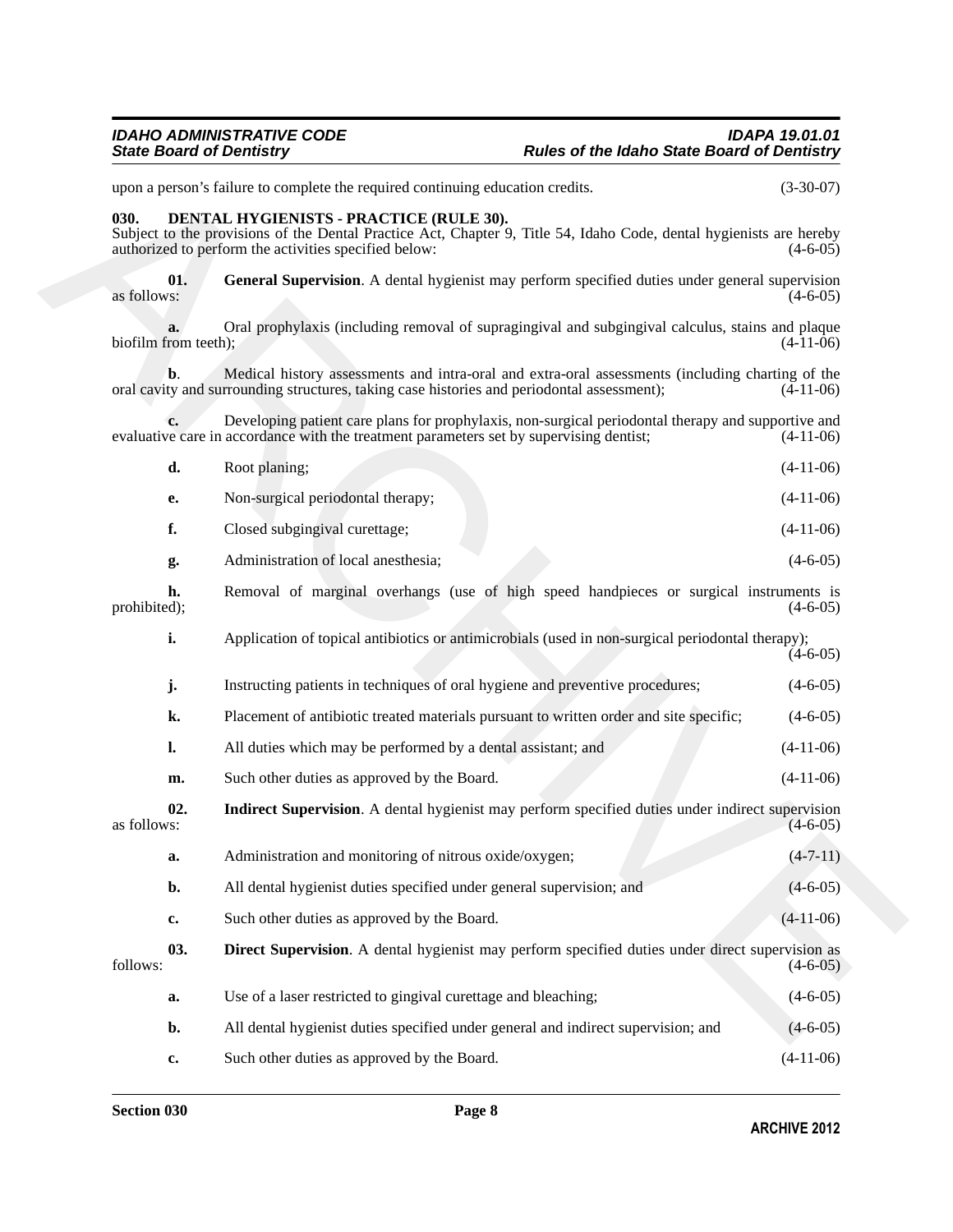upon a person's failure to complete the required continuing education credits. (3-30-07)

**030. DENTAL HYGIENISTS - PRACTICE (RULE 30).**

Subject to the provisions of the Dental Practice Act, Chapter 9, Title 54, Idaho Code, dental hygienists are hereby authorized to perform the activities specified below: (4-6-05)

**01. General Supervision**. A dental hygienist may perform specified duties under general supervision as follows: (4-6-05)

**a.** Oral prophylaxis (including removal of supragingival and subgingival calculus, stains and plaque biofilm from teeth); (4-11-06)

**b**. Medical history assessments and intra-oral and extra-oral assessments (including charting of the oral cavity and surrounding structures, taking case histories and periodontal assessment); (4-11-06)

**c.** Developing patient care plans for prophylaxis, non-surgical periodontal therapy and supportive and evaluative care in accordance with the treatment parameters set by supervising dentist; (4-11-06)

**d.** Root planing; (4-11-06)

**e.** Non-surgical periodontal therapy; (4-11-06)

**f.** Closed subgingival curettage; (4-11-06)

**g.** Administration of local anesthesia; (4-6-05)

**h.** Removal of marginal overhangs (use of high speed handpieces or surgical instruments is prohibited); (4-6-05)

**i.** Application of topical antibiotics or antimicrobials (used in non-surgical periodontal therapy); (4-6-05)

**j.** Instructing patients in techniques of oral hygiene and preventive procedures; (4-6-05)

**k.** Placement of antibiotic treated materials pursuant to written order and site specific; (4-6-05)

**l.** All duties which may be performed by a dental assistant; and (4-11-06)

**m.** Such other duties as approved by the Board. (4-11-06)

**02. Indirect Supervision**. A dental hygienist may perform specified duties under indirect supervision as follows: (4-6-05)

**a.** Administration and monitoring of nitrous oxide/oxygen; (4-7-11)

**b.** All dental hygienist duties specified under general supervision; and (4-6-05)

**c.** Such other duties as approved by the Board. (4-11-06)

**03. Direct Supervision**. A dental hygienist may perform specified duties under direct supervision as follows: (4-6-05)

**a.** Use of a laser restricted to gingival curettage and bleaching; (4-6-05)

**b.** All dental hygienist duties specified under general and indirect supervision; and (4-6-05)

**c.** Such other duties as approved by the Board. (4-11-06)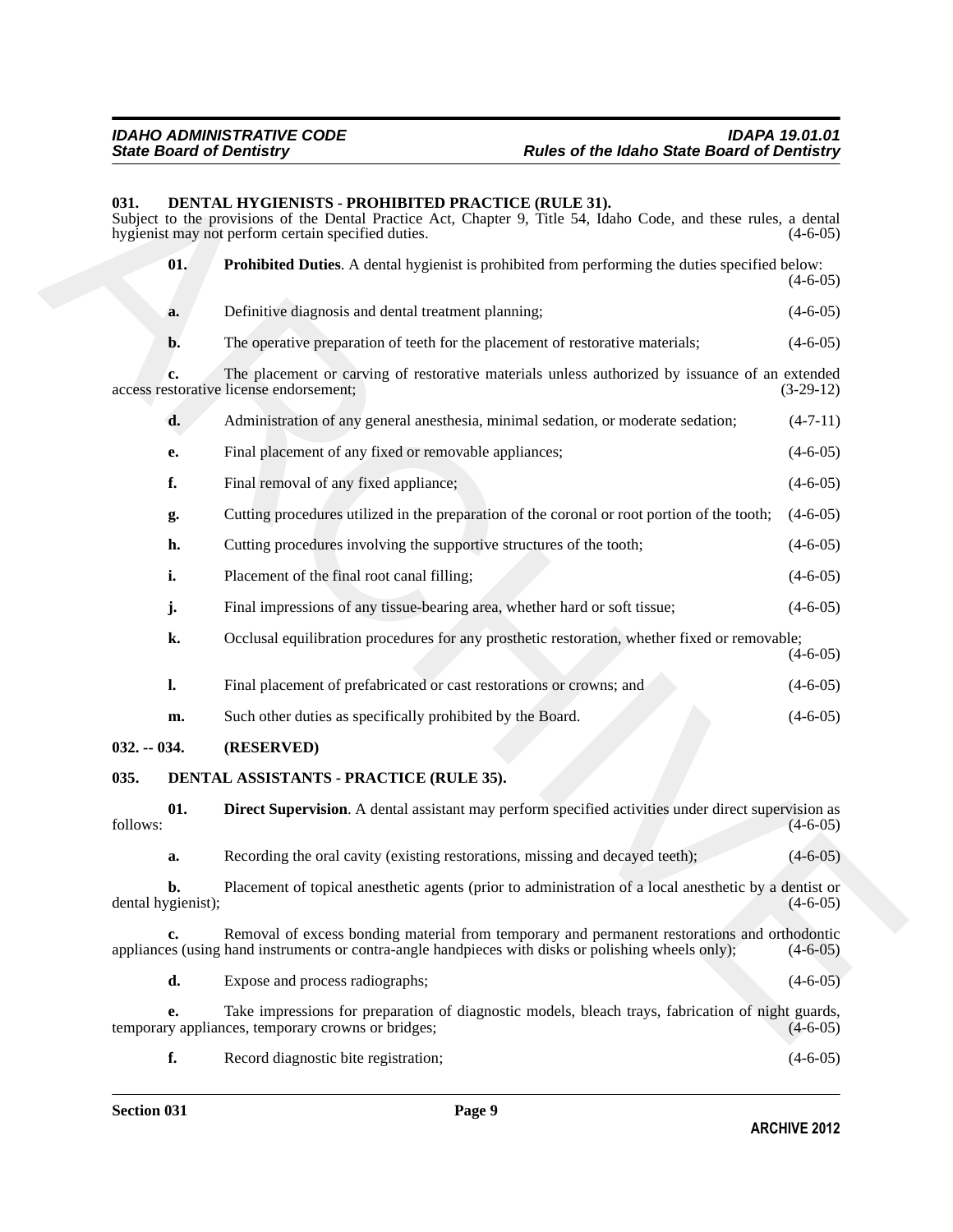**031. DENTAL HYGIENISTS - PROHIBITED PRACTICE (RULE 31).**

Subject to the provisions of the Dental Practice Act, Chapter 9, Title 54, Idaho Code, and these rules, a dental hygienist may not perform certain specified duties. (4-6-05)

**01. Prohibited Duties**. A dental hygienist is prohibited from performing the duties specified below: (4-6-05)

**a.** Definitive diagnosis and dental treatment planning; (4-6-05)

**b.** The operative preparation of teeth for the placement of restorative materials; (4-6-05)

**c.** The placement or carving of restorative materials unless authorized by issuance of an extended access restorative license endorsement; (3-29-12)

**d.** Administration of any general anesthesia, minimal sedation, or moderate sedation; (4-7-11)

**e.** Final placement of any fixed or removable appliances; (4-6-05)

**f.** Final removal of any fixed appliance; (4-6-05)

**g.** Cutting procedures utilized in the preparation of the coronal or root portion of the tooth; (4-6-05)

**h.** Cutting procedures involving the supportive structures of the tooth; (4-6-05)

**i.** Placement of the final root canal filling; (4-6-05)

**j.** Final impressions of any tissue-bearing area, whether hard or soft tissue; (4-6-05)

**k.** Occlusal equilibration procedures for any prosthetic restoration, whether fixed or removable; (4-6-05)

**l.** Final placement of prefabricated or cast restorations or crowns; and (4-6-05)

**m.** Such other duties as specifically prohibited by the Board. (4-6-05)

**032. -- 034. (RESERVED)**

**035. DENTAL ASSISTANTS - PRACTICE (RULE 35).**

**01. Direct Supervision**. A dental assistant may perform specified activities under direct supervision as follows: (4-6-05)

**a.** Recording the oral cavity (existing restorations, missing and decayed teeth); (4-6-05)

**b.** Placement of topical anesthetic agents (prior to administration of a local anesthetic by a dentist or dental hygienist); (4-6-05)

**c.** Removal of excess bonding material from temporary and permanent restorations and orthodontic appliances (using hand instruments or contra-angle handpieces with disks or polishing wheels only); (4-6-05)

**d.** Expose and process radiographs; (4-6-05)

**e.** Take impressions for preparation of diagnostic models, bleach trays, fabrication of night guards, temporary appliances, temporary crowns or bridges; (4-6-05)

**f.** Record diagnostic bite registration; (4-6-05)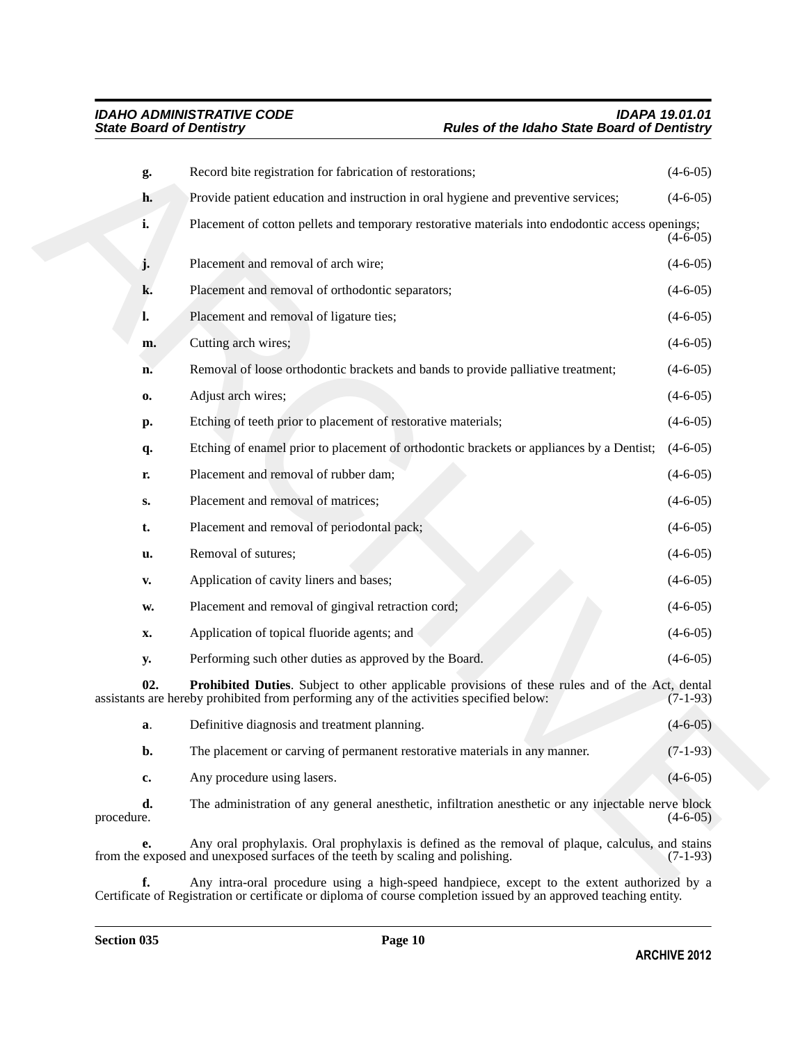**g.** Record bite registration for fabrication of restorations; (4-6-05)

**h.** Provide patient education and instruction in oral hygiene and preventive services; (4-6-05)

**i.** Placement of cotton pellets and temporary restorative materials into endodontic access openings; (4-6-05)

**j.** Placement and removal of arch wire; (4-6-05)

**k.** Placement and removal of orthodontic separators; (4-6-05)

**l.** Placement and removal of ligature ties; (4-6-05)

**m.** Cutting arch wires; (4-6-05)

**n.** Removal of loose orthodontic brackets and bands to provide palliative treatment; (4-6-05)

**o.** Adjust arch wires; (4-6-05)

**p.** Etching of teeth prior to placement of restorative materials; (4-6-05)

**q.** Etching of enamel prior to placement of orthodontic brackets or appliances by a Dentist; (4-6-05)

**r.** Placement and removal of rubber dam; (4-6-05)

**s.** Placement and removal of matrices; (4-6-05)

**t.** Placement and removal of periodontal pack; (4-6-05)

**u.** Removal of sutures; (4-6-05)

**v.** Application of cavity liners and bases; (4-6-05)

**w.** Placement and removal of gingival retraction cord; (4-6-05)

**x.** Application of topical fluoride agents; and (4-6-05)

**y.** Performing such other duties as approved by the Board. (4-6-05)

**02. Prohibited Duties**. Subject to other applicable provisions of these rules and of the Act, dental assistants are hereby prohibited from performing any of the activities specified below: (7-1-93)

**a**. Definitive diagnosis and treatment planning. (4-6-05)

**b.** The placement or carving of permanent restorative materials in any manner. (7-1-93)

**c.** Any procedure using lasers. (4-6-05)

**d.** The administration of any general anesthetic, infiltration anesthetic or any injectable nerve block procedure. (4-6-05)

**e.** Any oral prophylaxis. Oral prophylaxis is defined as the removal of plaque, calculus, and stains from the exposed and unexposed surfaces of the teeth by scaling and polishing. (7-1-93)

**f.** Any intra-oral procedure using a high-speed handpiece, except to the extent authorized by a Certificate of Registration or certificate or diploma of course completion issued by an approved teaching entity.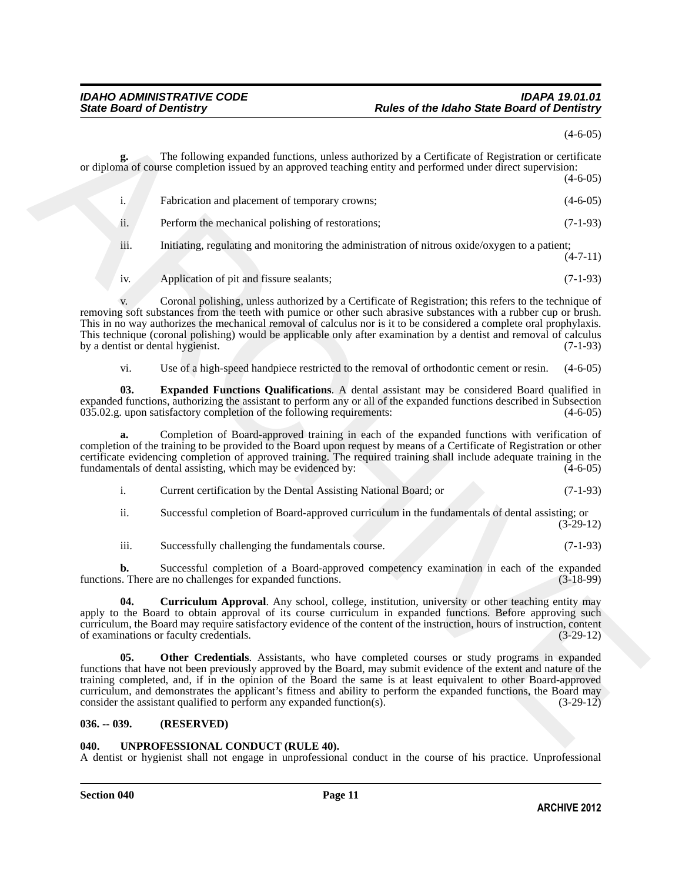(4-6-05)

**g.** The following expanded functions, unless authorized by a Certificate of Registration or certificate or diploma of course completion issued by an approved teaching entity and performed under direct supervision: (4-6-05)

i. Fabrication and placement of temporary crowns; (4-6-05)

ii. Perform the mechanical polishing of restorations; (7-1-93)

iii. Initiating, regulating and monitoring the administration of nitrous oxide/oxygen to a patient; (4-7-11)

iv. Application of pit and fissure sealants; (7-1-93)

v. Coronal polishing, unless authorized by a Certificate of Registration; this refers to the technique of removing soft substances from the teeth with pumice or other such abrasive substances with a rubber cup or brush. This in no way authorizes the mechanical removal of calculus nor is it to be considered a complete oral prophylaxis. This technique (coronal polishing) would be applicable only after examination by a dentist and removal of calculus by a dentist or dental hygienist. (7-1-93)

vi. Use of a high-speed handpiece restricted to the removal of orthodontic cement or resin. (4-6-05)

**03. Expanded Functions Qualifications**. A dental assistant may be considered Board qualified in expanded functions, authorizing the assistant to perform any or all of the expanded functions described in Subsection 035.02.g. upon satisfactory completion of the following requirements: (4-6-05)

**a.** Completion of Board-approved training in each of the expanded functions with verification of completion of the training to be provided to the Board upon request by means of a Certificate of Registration or other certificate evidencing completion of approved training. The required training shall include adequate training in the fundamentals of dental assisting, which may be evidenced by: (4-6-05)

i. Current certification by the Dental Assisting National Board; or (7-1-93)

ii. Successful completion of Board-approved curriculum in the fundamentals of dental assisting; or (3-29-12)

iii. Successfully challenging the fundamentals course. (7-1-93)

**b.** Successful completion of a Board-approved competency examination in each of the expanded functions. There are no challenges for expanded functions. (3-18-99)

**04. Curriculum Approval**. Any school, college, institution, university or other teaching entity may apply to the Board to obtain approval of its course curriculum in expanded functions. Before approving such curriculum, the Board may require satisfactory evidence of the content of the instruction, hours of instruction, content of examinations or faculty credentials. (3-29-12)

**05. Other Credentials**. Assistants, who have completed courses or study programs in expanded functions that have not been previously approved by the Board, may submit evidence of the extent and nature of the training completed, and, if in the opinion of the Board the same is at least equivalent to other Board-approved curriculum, and demonstrates the applicant's fitness and ability to perform the expanded functions, the Board may consider the assistant qualified to perform any expanded function(s). (3-29-12)

## 036. -- 039. (RESERVED)

## 040. UNPROFESSIONAL CONDUCT (RULE 40).

A dentist or hygienist shall not engage in unprofessional conduct in the course of his practice. Unprofessional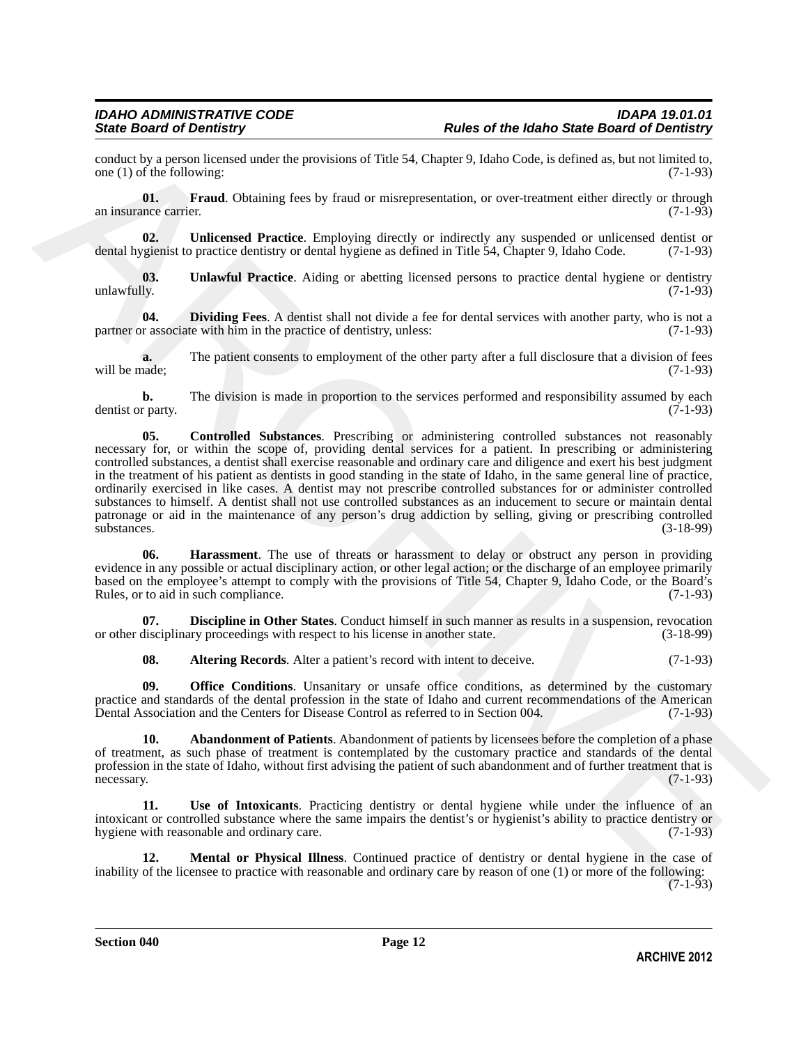conduct by a person licensed under the provisions of Title 54, Chapter 9, Idaho Code, is defined as, but not limited to, one (1) of the following: (7-1-93)

**01. Fraud**. Obtaining fees by fraud or misrepresentation, or over-treatment either directly or through an insurance carrier. (7-1-93)

**02. Unlicensed Practice**. Employing directly or indirectly any suspended or unlicensed dentist or dental hygienist to practice dentistry or dental hygiene as defined in Title 54, Chapter 9, Idaho Code. (7-1-93)

**03. Unlawful Practice**. Aiding or abetting licensed persons to practice dental hygiene or dentistry unlawfully. (7-1-93)

**04. Dividing Fees**. A dentist shall not divide a fee for dental services with another party, who is not a partner or associate with him in the practice of dentistry, unless: (7-1-93)

**a.** The patient consents to employment of the other party after a full disclosure that a division of fees will be made; (7-1-93)

**b.** The division is made in proportion to the services performed and responsibility assumed by each dentist or party. (7-1-93)

**05. Controlled Substances**. Prescribing or administering controlled substances not reasonably necessary for, or within the scope of, providing dental services for a patient. In prescribing or administering controlled substances, a dentist shall exercise reasonable and ordinary care and diligence and exert his best judgment in the treatment of his patient as dentists in good standing in the state of Idaho, in the same general line of practice, ordinarily exercised in like cases. A dentist may not prescribe controlled substances for or administer controlled substances to himself. A dentist shall not use controlled substances as an inducement to secure or maintain dental patronage or aid in the maintenance of any person's drug addiction by selling, giving or prescribing controlled substances. (3-18-99)

**06. Harassment**. The use of threats or harassment to delay or obstruct any person in providing evidence in any possible or actual disciplinary action, or other legal action; or the discharge of an employee primarily based on the employee's attempt to comply with the provisions of Title 54, Chapter 9, Idaho Code, or the Board's Rules, or to aid in such compliance. (7-1-93)

**07. Discipline in Other States**. Conduct himself in such manner as results in a suspension, revocation or other disciplinary proceedings with respect to his license in another state. (3-18-99)

**08. Altering Records**. Alter a patient's record with intent to deceive. (7-1-93)

**09. Office Conditions**. Unsanitary or unsafe office conditions, as determined by the customary practice and standards of the dental profession in the state of Idaho and current recommendations of the American Dental Association and the Centers for Disease Control as referred to in Section 004. (7-1-93)

**10. Abandonment of Patients**. Abandonment of patients by licensees before the completion of a phase of treatment, as such phase of treatment is contemplated by the customary practice and standards of the dental profession in the state of Idaho, without first advising the patient of such abandonment and of further treatment that is necessary. (7-1-93)

**11. Use of Intoxicants**. Practicing dentistry or dental hygiene while under the influence of an intoxicant or controlled substance where the same impairs the dentist's or hygienist's ability to practice dentistry or hygiene with reasonable and ordinary care. (7-1-93)

**12. Mental or Physical Illness**. Continued practice of dentistry or dental hygiene in the case of inability of the licensee to practice with reasonable and ordinary care by reason of one (1) or more of the following: (7-1-93)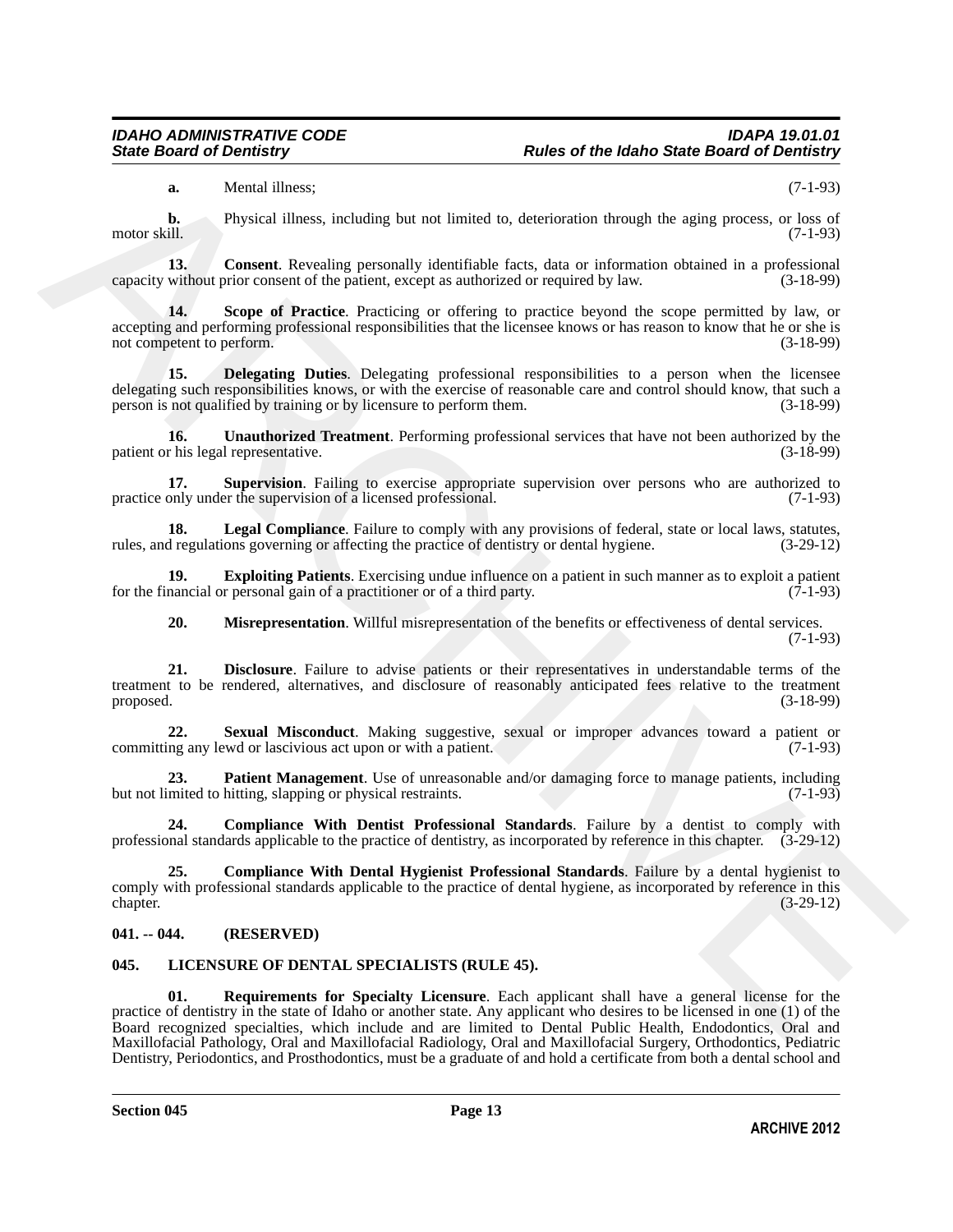**a.** Mental illness; (7-1-93)

**b.** Physical illness, including but not limited to, deterioration through the aging process, or loss of motor skill. (7-1-93)

**13. Consent**. Revealing personally identifiable facts, data or information obtained in a professional capacity without prior consent of the patient, except as authorized or required by law. (3-18-99)

**14. Scope of Practice**. Practicing or offering to practice beyond the scope permitted by law, or accepting and performing professional responsibilities that the licensee knows or has reason to know that he or she is not competent to perform. (3-18-99)

**15. Delegating Duties**. Delegating professional responsibilities to a person when the licensee delegating such responsibilities knows, or with the exercise of reasonable care and control should know, that such a person is not qualified by training or by licensure to perform them. (3-18-99)

**16. Unauthorized Treatment**. Performing professional services that have not been authorized by the patient or his legal representative. (3-18-99)

**17. Supervision**. Failing to exercise appropriate supervision over persons who are authorized to practice only under the supervision of a licensed professional. (7-1-93)

**18. Legal Compliance**. Failure to comply with any provisions of federal, state or local laws, statutes, rules, and regulations governing or affecting the practice of dentistry or dental hygiene. (3-29-12)

**19. Exploiting Patients**. Exercising undue influence on a patient in such manner as to exploit a patient for the financial or personal gain of a practitioner or of a third party. (7-1-93)

**20. Misrepresentation**. Willful misrepresentation of the benefits or effectiveness of dental services. (7-1-93)

**21. Disclosure**. Failure to advise patients or their representatives in understandable terms of the treatment to be rendered, alternatives, and disclosure of reasonably anticipated fees relative to the treatment proposed. (3-18-99)

**22. Sexual Misconduct**. Making suggestive, sexual or improper advances toward a patient or committing any lewd or lascivious act upon or with a patient. (7-1-93)

**23. Patient Management**. Use of unreasonable and/or damaging force to manage patients, including but not limited to hitting, slapping or physical restraints. (7-1-93)

**24. Compliance With Dentist Professional Standards**. Failure by a dentist to comply with professional standards applicable to the practice of dentistry, as incorporated by reference in this chapter. (3-29-12)

**25. Compliance With Dental Hygienist Professional Standards**. Failure by a dental hygienist to comply with professional standards applicable to the practice of dental hygiene, as incorporated by reference in this chapter. (3-29-12)

## 041. -- 044. (RESERVED)

## 045. LICENSURE OF DENTAL SPECIALISTS (RULE 45).

**01. Requirements for Specialty Licensure**. Each applicant shall have a general license for the practice of dentistry in the state of Idaho or another state. Any applicant who desires to be licensed in one (1) of the Board recognized specialties, which include and are limited to Dental Public Health, Endodontics, Oral and Maxillofacial Pathology, Oral and Maxillofacial Radiology, Oral and Maxillofacial Surgery, Orthodontics, Pediatric Dentistry, Periodontics, and Prosthodontics, must be a graduate of and hold a certificate from both a dental school and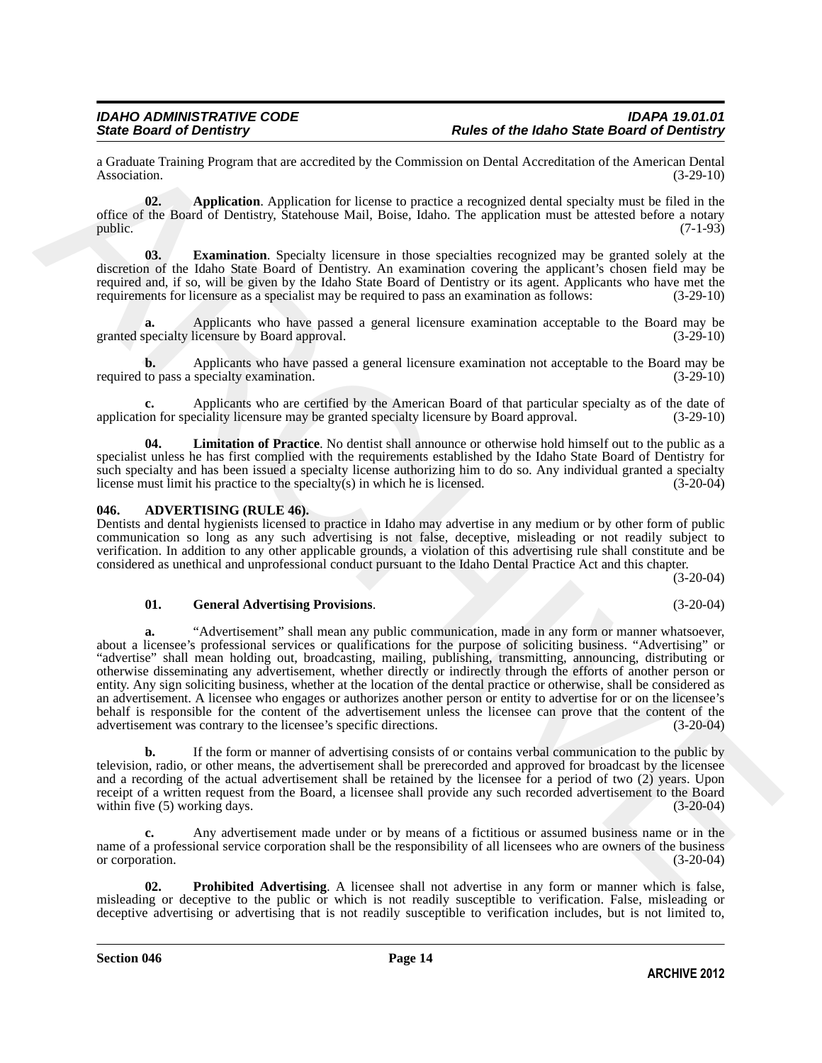a Graduate Training Program that are accredited by the Commission on Dental Accreditation of the American Dental Association. (3-29-10)

**02. Application**. Application for license to practice a recognized dental specialty must be filed in the office of the Board of Dentistry, Statehouse Mail, Boise, Idaho. The application must be attested before a notary public. (7-1-93)

**03. Examination**. Specialty licensure in those specialties recognized may be granted solely at the discretion of the Idaho State Board of Dentistry. An examination covering the applicant's chosen field may be required and, if so, will be given by the Idaho State Board of Dentistry or its agent. Applicants who have met the requirements for licensure as a specialist may be required to pass an examination as follows: (3-29-10)

**a.** Applicants who have passed a general licensure examination acceptable to the Board may be granted specialty licensure by Board approval. (3-29-10)

**b.** Applicants who have passed a general licensure examination not acceptable to the Board may be required to pass a specialty examination. (3-29-10)

**c.** Applicants who are certified by the American Board of that particular specialty as of the date of application for speciality licensure may be granted specialty licensure by Board approval. (3-29-10)

**04. Limitation of Practice**. No dentist shall announce or otherwise hold himself out to the public as a specialist unless he has first complied with the requirements established by the Idaho State Board of Dentistry for such specialty and has been issued a specialty license authorizing him to do so. Any individual granted a specialty license must limit his practice to the specialty(s) in which he is licensed. (3-20-04)

## 046. ADVERTISING (RULE 46).

Dentists and dental hygienists licensed to practice in Idaho may advertise in any medium or by other form of public communication so long as any such advertising is not false, deceptive, misleading or not readily subject to verification. In addition to any other applicable grounds, a violation of this advertising rule shall constitute and be considered as unethical and unprofessional conduct pursuant to the Idaho Dental Practice Act and this chapter. (3-20-04)

**01. General Advertising Provisions**. (3-20-04)

**a.** "Advertisement" shall mean any public communication, made in any form or manner whatsoever, about a licensee's professional services or qualifications for the purpose of soliciting business. "Advertising" or "advertise" shall mean holding out, broadcasting, mailing, publishing, transmitting, announcing, distributing or otherwise disseminating any advertisement, whether directly or indirectly through the efforts of another person or entity. Any sign soliciting business, whether at the location of the dental practice or otherwise, shall be considered as an advertisement. A licensee who engages or authorizes another person or entity to advertise for or on the licensee's behalf is responsible for the content of the advertisement unless the licensee can prove that the content of the advertisement was contrary to the licensee's specific directions. (3-20-04)

**b.** If the form or manner of advertising consists of or contains verbal communication to the public by television, radio, or other means, the advertisement shall be prerecorded and approved for broadcast by the licensee and a recording of the actual advertisement shall be retained by the licensee for a period of two (2) years. Upon receipt of a written request from the Board, a licensee shall provide any such recorded advertisement to the Board within five (5) working days. (3-20-04)

**c.** Any advertisement made under or by means of a fictitious or assumed business name or in the name of a professional service corporation shall be the responsibility of all licensees who are owners of the business or corporation. (3-20-04)

**02. Prohibited Advertising**. A licensee shall not advertise in any form or manner which is false, misleading or deceptive to the public or which is not readily susceptible to verification. False, misleading or deceptive advertising or advertising that is not readily susceptible to verification includes, but is not limited to,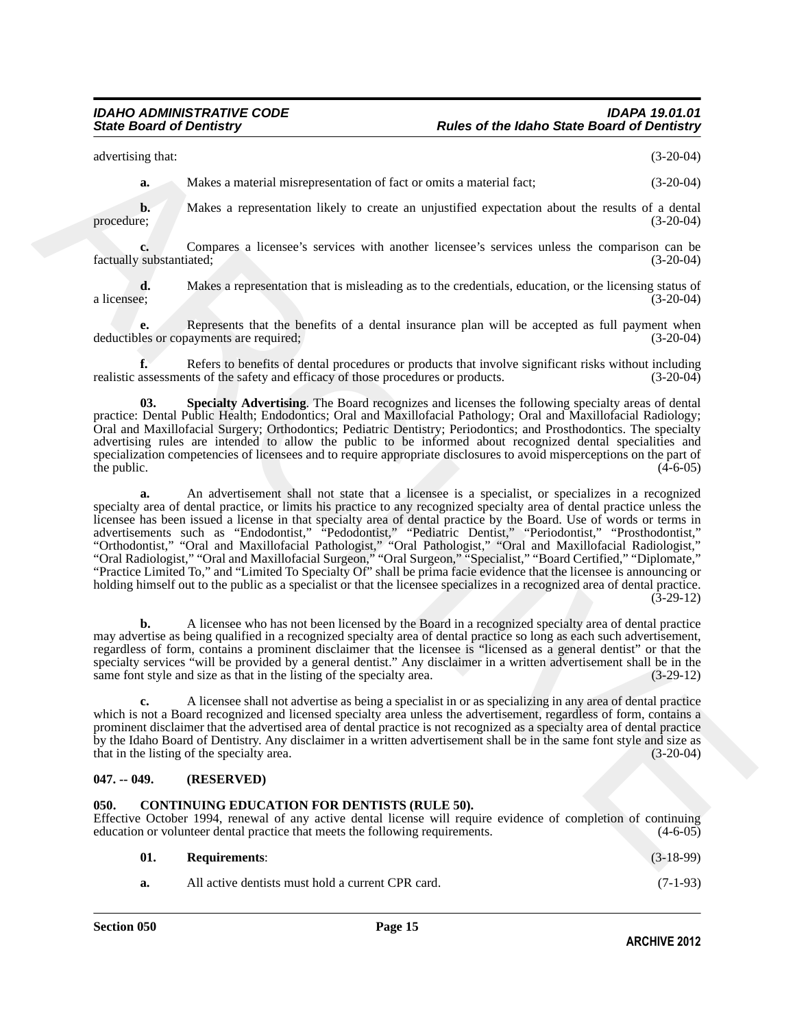advertising that: (3-20-04)

**a.** Makes a material misrepresentation of fact or omits a material fact; (3-20-04)

**b.** Makes a representation likely to create an unjustified expectation about the results of a dental procedure; (3-20-04)

**c.** Compares a licensee's services with another licensee's services unless the comparison can be factually substantiated; (3-20-04)

**d.** Makes a representation that is misleading as to the credentials, education, or the licensing status of a licensee; (3-20-04)

**e.** Represents that the benefits of a dental insurance plan will be accepted as full payment when deductibles or copayments are required; (3-20-04)

**f.** Refers to benefits of dental procedures or products that involve significant risks without including realistic assessments of the safety and efficacy of those procedures or products. (3-20-04)

**03. Specialty Advertising**. The Board recognizes and licenses the following specialty areas of dental practice: Dental Public Health; Endodontics; Oral and Maxillofacial Pathology; Oral and Maxillofacial Radiology; Oral and Maxillofacial Surgery; Orthodontics; Pediatric Dentistry; Periodontics; and Prosthodontics. The specialty advertising rules are intended to allow the public to be informed about recognized dental specialities and specialization competencies of licensees and to require appropriate disclosures to avoid misperceptions on the part of the public. (4-6-05)

**a.** An advertisement shall not state that a licensee is a specialist, or specializes in a recognized specialty area of dental practice, or limits his practice to any recognized specialty area of dental practice unless the licensee has been issued a license in that specialty area of dental practice by the Board. Use of words or terms in advertisements such as "Endodontist," "Pedodontist," "Pediatric Dentist," "Periodontist," "Prosthodontist," "Orthodontist," "Oral and Maxillofacial Pathologist," "Oral Pathologist," "Oral and Maxillofacial Radiologist," "Oral Radiologist," "Oral and Maxillofacial Surgeon," "Oral Surgeon," "Specialist," "Board Certified," "Diplomate," "Practice Limited To," and "Limited To Specialty Of" shall be prima facie evidence that the licensee is announcing or holding himself out to the public as a specialist or that the licensee specializes in a recognized area of dental practice. (3-29-12)

**b.** A licensee who has not been licensed by the Board in a recognized specialty area of dental practice may advertise as being qualified in a recognized specialty area of dental practice so long as each such advertisement, regardless of form, contains a prominent disclaimer that the licensee is "licensed as a general dentist" or that the specialty services "will be provided by a general dentist." Any disclaimer in a written advertisement shall be in the same font style and size as that in the listing of the specialty area. (3-29-12)

**c.** A licensee shall not advertise as being a specialist in or as specializing in any area of dental practice which is not a Board recognized and licensed specialty area unless the advertisement, regardless of form, contains a prominent disclaimer that the advertised area of dental practice is not recognized as a specialty area of dental practice by the Idaho Board of Dentistry. Any disclaimer in a written advertisement shall be in the same font style and size as that in the listing of the specialty area. (3-20-04)

## 047. -- 049. (RESERVED)

## 050. CONTINUING EDUCATION FOR DENTISTS (RULE 50).

Effective October 1994, renewal of any active dental license will require evidence of completion of continuing education or volunteer dental practice that meets the following requirements. (4-6-05)

**01. Requirements**: (3-18-99)

**a.** All active dentists must hold a current CPR card. (7-1-93)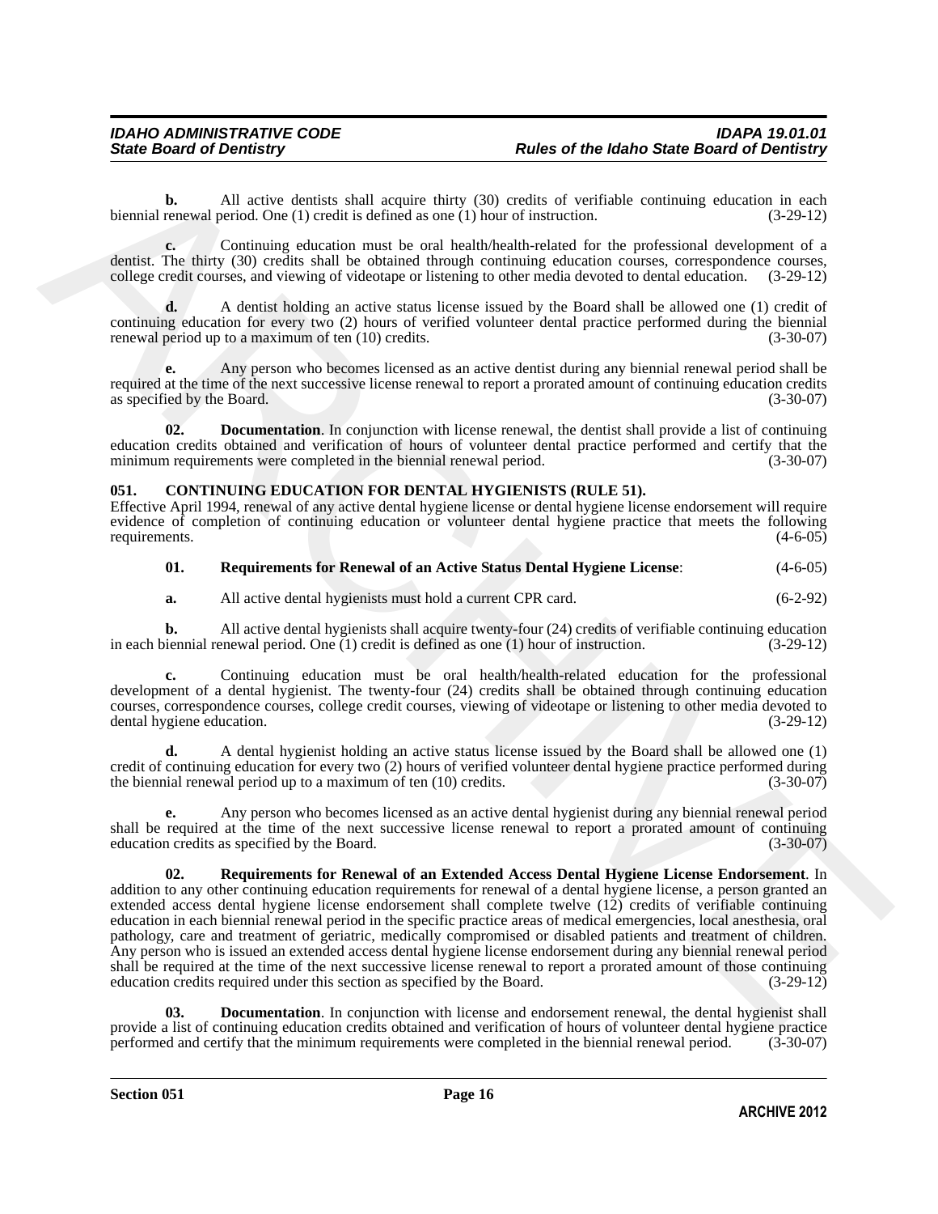**b.** All active dentists shall acquire thirty (30) credits of verifiable continuing education in each biennial renewal period. One (1) credit is defined as one (1) hour of instruction. (3-29-12)

**c.** Continuing education must be oral health/health-related for the professional development of a dentist. The thirty (30) credits shall be obtained through continuing education courses, correspondence courses, college credit courses, and viewing of videotape or listening to other media devoted to dental education. (3-29-12)

**d.** A dentist holding an active status license issued by the Board shall be allowed one (1) credit of continuing education for every two (2) hours of verified volunteer dental practice performed during the biennial renewal period up to a maximum of ten (10) credits. (3-30-07)

**e.** Any person who becomes licensed as an active dentist during any biennial renewal period shall be required at the time of the next successive license renewal to report a prorated amount of continuing education credits as specified by the Board. (3-30-07)

**02. Documentation**. In conjunction with license renewal, the dentist shall provide a list of continuing education credits obtained and verification of hours of volunteer dental practice performed and certify that the minimum requirements were completed in the biennial renewal period. (3-30-07)

## 051. CONTINUING EDUCATION FOR DENTAL HYGIENISTS (RULE 51).

Effective April 1994, renewal of any active dental hygiene license or dental hygiene license endorsement will require evidence of completion of continuing education or volunteer dental hygiene practice that meets the following requirements. (4-6-05)

**01. Requirements for Renewal of an Active Status Dental Hygiene License**: (4-6-05)

**a.** All active dental hygienists must hold a current CPR card. (6-2-92)

**b.** All active dental hygienists shall acquire twenty-four (24) credits of verifiable continuing education in each biennial renewal period. One (1) credit is defined as one (1) hour of instruction. (3-29-12)

**c.** Continuing education must be oral health/health-related education for the professional development of a dental hygienist. The twenty-four (24) credits shall be obtained through continuing education courses, correspondence courses, college credit courses, viewing of videotape or listening to other media devoted to dental hygiene education. (3-29-12)

**d.** A dental hygienist holding an active status license issued by the Board shall be allowed one (1) credit of continuing education for every two (2) hours of verified volunteer dental hygiene practice performed during the biennial renewal period up to a maximum of ten (10) credits. (3-30-07)

**e.** Any person who becomes licensed as an active dental hygienist during any biennial renewal period shall be required at the time of the next successive license renewal to report a prorated amount of continuing education credits as specified by the Board. (3-30-07)

**02. Requirements for Renewal of an Extended Access Dental Hygiene License Endorsement**. In addition to any other continuing education requirements for renewal of a dental hygiene license, a person granted an extended access dental hygiene license endorsement shall complete twelve (12) credits of verifiable continuing education in each biennial renewal period in the specific practice areas of medical emergencies, local anesthesia, oral pathology, care and treatment of geriatric, medically compromised or disabled patients and treatment of children. Any person who is issued an extended access dental hygiene license endorsement during any biennial renewal period shall be required at the time of the next successive license renewal to report a prorated amount of those continuing education credits required under this section as specified by the Board. (3-29-12)

**03. Documentation**. In conjunction with license and endorsement renewal, the dental hygienist shall provide a list of continuing education credits obtained and verification of hours of volunteer dental hygiene practice performed and certify that the minimum requirements were completed in the biennial renewal period. (3-30-07)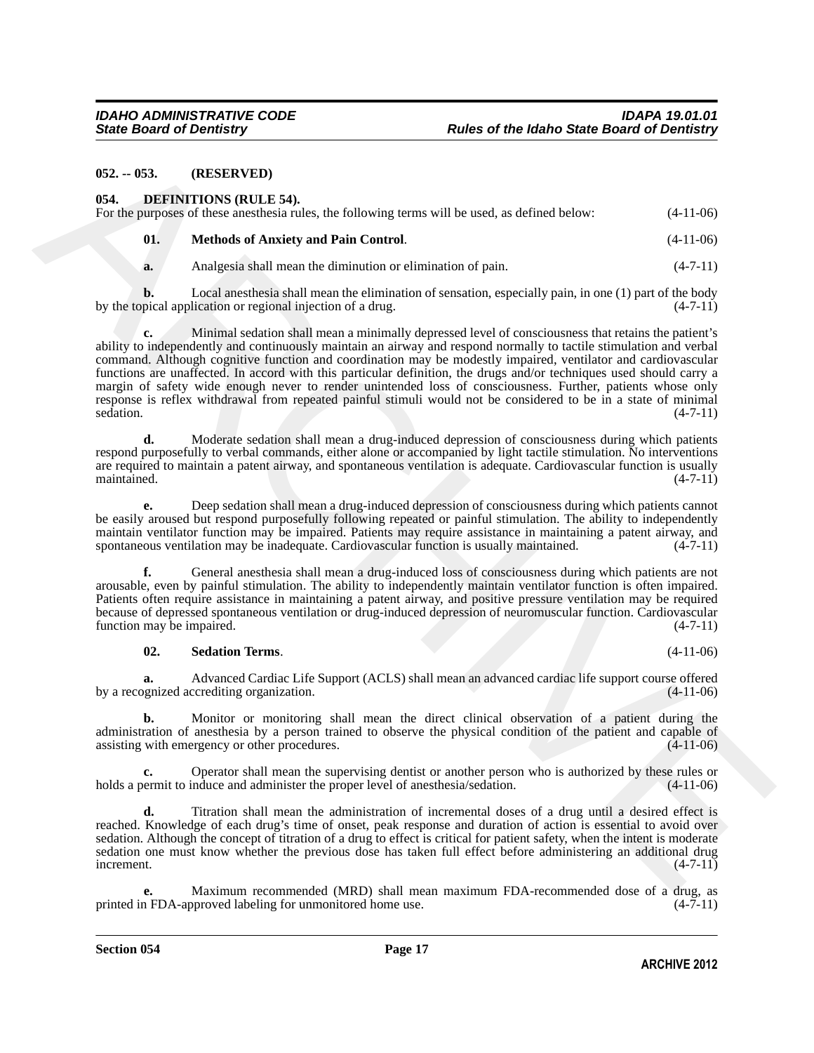### 052. -- 053. (RESERVED)

### 054. DEFINITIONS (RULE 54).

For the purposes of these anesthesia rules, the following terms will be used, as defined below: (4-11-06)

**01. Methods of Anxiety and Pain Control**. (4-11-06)

**a.** Analgesia shall mean the diminution or elimination of pain. (4-7-11)

**b.** Local anesthesia shall mean the elimination of sensation, especially pain, in one (1) part of the body by the topical application or regional injection of a drug. (4-7-11)

**c.** Minimal sedation shall mean a minimally depressed level of consciousness that retains the patient's ability to independently and continuously maintain an airway and respond normally to tactile stimulation and verbal command. Although cognitive function and coordination may be modestly impaired, ventilator and cardiovascular functions are unaffected. In accord with this particular definition, the drugs and/or techniques used should carry a margin of safety wide enough never to render unintended loss of consciousness. Further, patients whose only response is reflex withdrawal from repeated painful stimuli would not be considered to be in a state of minimal sedation. (4-7-11)

**d.** Moderate sedation shall mean a drug-induced depression of consciousness during which patients respond purposefully to verbal commands, either alone or accompanied by light tactile stimulation. No interventions are required to maintain a patent airway, and spontaneous ventilation is adequate. Cardiovascular function is usually maintained. (4-7-11)

**e.** Deep sedation shall mean a drug-induced depression of consciousness during which patients cannot be easily aroused but respond purposefully following repeated or painful stimulation. The ability to independently maintain ventilator function may be impaired. Patients may require assistance in maintaining a patent airway, and spontaneous ventilation may be inadequate. Cardiovascular function is usually maintained. (4-7-11)

**f.** General anesthesia shall mean a drug-induced loss of consciousness during which patients are not arousable, even by painful stimulation. The ability to independently maintain ventilator function is often impaired. Patients often require assistance in maintaining a patent airway, and positive pressure ventilation may be required because of depressed spontaneous ventilation or drug-induced depression of neuromuscular function. Cardiovascular function may be impaired. (4-7-11)

**02. Sedation Terms**. (4-11-06)

**a.** Advanced Cardiac Life Support (ACLS) shall mean an advanced cardiac life support course offered by a recognized accrediting organization. (4-11-06)

**b.** Monitor or monitoring shall mean the direct clinical observation of a patient during the administration of anesthesia by a person trained to observe the physical condition of the patient and capable of assisting with emergency or other procedures. (4-11-06)

**c.** Operator shall mean the supervising dentist or another person who is authorized by these rules or holds a permit to induce and administer the proper level of anesthesia/sedation. (4-11-06)

**d.** Titration shall mean the administration of incremental doses of a drug until a desired effect is reached. Knowledge of each drug's time of onset, peak response and duration of action is essential to avoid over sedation. Although the concept of titration of a drug to effect is critical for patient safety, when the intent is moderate sedation one must know whether the previous dose has taken full effect before administering an additional drug increment. (4-7-11)

**e.** Maximum recommended (MRD) shall mean maximum FDA-recommended dose of a drug, as printed in FDA-approved labeling for unmonitored home use. (4-7-11)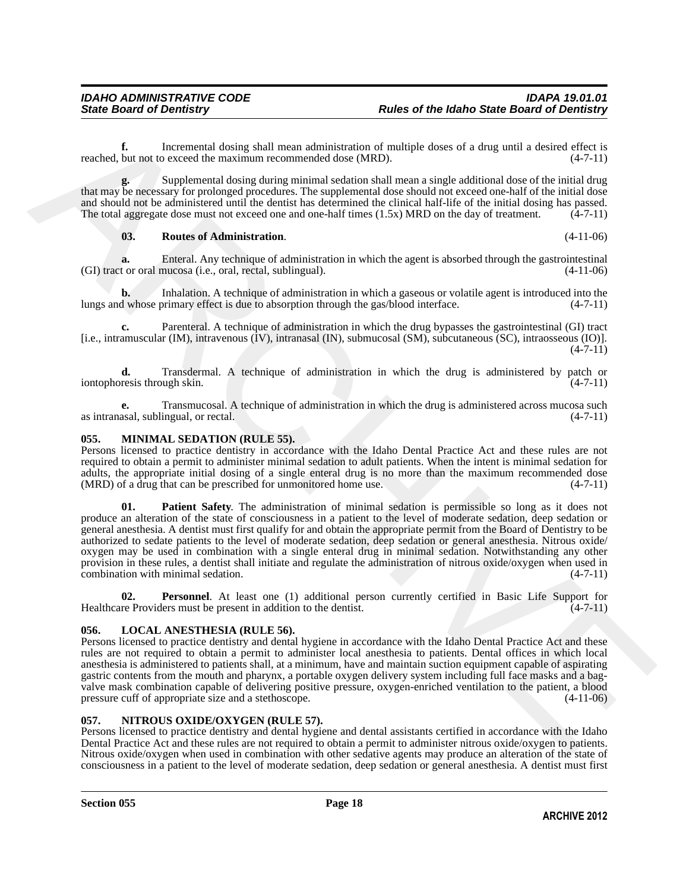**f.** Incremental dosing shall mean administration of multiple doses of a drug until a desired effect is reached, but not to exceed the maximum recommended dose (MRD). (4-7-11)

**g.** Supplemental dosing during minimal sedation shall mean a single additional dose of the initial drug that may be necessary for prolonged procedures. The supplemental dose should not exceed one-half of the initial dose and should not be administered until the dentist has determined the clinical half-life of the initial dosing has passed. The total aggregate dose must not exceed one and one-half times (1.5x) MRD on the day of treatment. (4-7-11)

**03. Routes of Administration**. (4-11-06)

**a.** Enteral. Any technique of administration in which the agent is absorbed through the gastrointestinal (GI) tract or oral mucosa (i.e., oral, rectal, sublingual). (4-11-06)

**b.** Inhalation. A technique of administration in which a gaseous or volatile agent is introduced into the lungs and whose primary effect is due to absorption through the gas/blood interface. (4-7-11)

**c.** Parenteral. A technique of administration in which the drug bypasses the gastrointestinal (GI) tract [i.e., intramuscular (IM), intravenous (IV), intranasal (IN), submucosal (SM), subcutaneous (SC), intraosseous (IO)]. (4-7-11)

**d.** Transdermal. A technique of administration in which the drug is administered by patch or iontophoresis through skin. (4-7-11)

**e.** Transmucosal. A technique of administration in which the drug is administered across mucosa such as intranasal, sublingual, or rectal. (4-7-11)

### 055. MINIMAL SEDATION (RULE 55).

Persons licensed to practice dentistry in accordance with the Idaho Dental Practice Act and these rules are not required to obtain a permit to administer minimal sedation to adult patients. When the intent is minimal sedation for adults, the appropriate initial dosing of a single enteral drug is no more than the maximum recommended dose (MRD) of a drug that can be prescribed for unmonitored home use. (4-7-11)

**01. Patient Safety**. The administration of minimal sedation is permissible so long as it does not produce an alteration of the state of consciousness in a patient to the level of moderate sedation, deep sedation or general anesthesia. A dentist must first qualify for and obtain the appropriate permit from the Board of Dentistry to be authorized to sedate patients to the level of moderate sedation, deep sedation or general anesthesia. Nitrous oxide/ oxygen may be used in combination with a single enteral drug in minimal sedation. Notwithstanding any other provision in these rules, a dentist shall initiate and regulate the administration of nitrous oxide/oxygen when used in combination with minimal sedation. (4-7-11)

**02. Personnel**. At least one (1) additional person currently certified in Basic Life Support for Healthcare Providers must be present in addition to the dentist. (4-7-11)

### 056. LOCAL ANESTHESIA (RULE 56).

Persons licensed to practice dentistry and dental hygiene in accordance with the Idaho Dental Practice Act and these rules are not required to obtain a permit to administer local anesthesia to patients. Dental offices in which local anesthesia is administered to patients shall, at a minimum, have and maintain suction equipment capable of aspirating gastric contents from the mouth and pharynx, a portable oxygen delivery system including full face masks and a bag-valve mask combination capable of delivering positive pressure, oxygen-enriched ventilation to the patient, a blood pressure cuff of appropriate size and a stethoscope. (4-11-06)

### 057. NITROUS OXIDE/OXYGEN (RULE 57).

Persons licensed to practice dentistry and dental hygiene and dental assistants certified in accordance with the Idaho Dental Practice Act and these rules are not required to obtain a permit to administer nitrous oxide/oxygen to patients. Nitrous oxide/oxygen when used in combination with other sedative agents may produce an alteration of the state of consciousness in a patient to the level of moderate sedation, deep sedation or general anesthesia. A dentist must first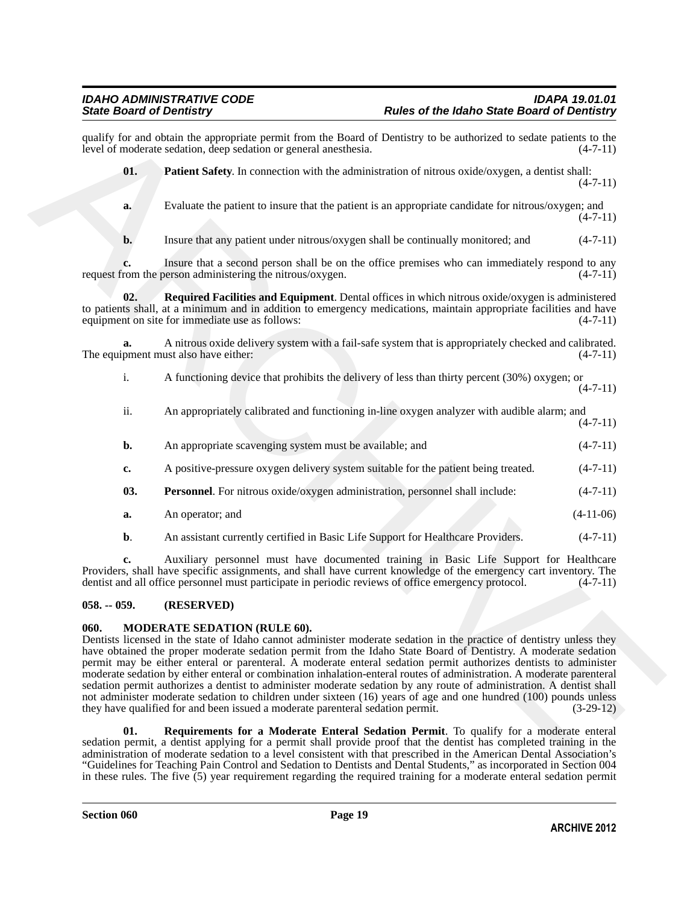qualify for and obtain the appropriate permit from the Board of Dentistry to be authorized to sedate patients to the level of moderate sedation, deep sedation or general anesthesia. (4-7-11)

**01. Patient Safety**. In connection with the administration of nitrous oxide/oxygen, a dentist shall: (4-7-11)

**a.** Evaluate the patient to insure that the patient is an appropriate candidate for nitrous/oxygen; and (4-7-11)

**b.** Insure that any patient under nitrous/oxygen shall be continually monitored; and (4-7-11)

**c.** Insure that a second person shall be on the office premises who can immediately respond to any request from the person administering the nitrous/oxygen. (4-7-11)

**02. Required Facilities and Equipment**. Dental offices in which nitrous oxide/oxygen is administered to patients shall, at a minimum and in addition to emergency medications, maintain appropriate facilities and have equipment on site for immediate use as follows: (4-7-11)

**a.** A nitrous oxide delivery system with a fail-safe system that is appropriately checked and calibrated. The equipment must also have either: (4-7-11)

i. A functioning device that prohibits the delivery of less than thirty percent (30%) oxygen; or (4-7-11)

ii. An appropriately calibrated and functioning in-line oxygen analyzer with audible alarm; and (4-7-11)

**b.** An appropriate scavenging system must be available; and (4-7-11)

**c.** A positive-pressure oxygen delivery system suitable for the patient being treated. (4-7-11)

**03. Personnel**. For nitrous oxide/oxygen administration, personnel shall include: (4-7-11)

**a.** An operator; and (4-11-06)

**b**. An assistant currently certified in Basic Life Support for Healthcare Providers. (4-7-11)

**c.** Auxiliary personnel must have documented training in Basic Life Support for Healthcare Providers, shall have specific assignments, and shall have current knowledge of the emergency cart inventory. The dentist and all office personnel must participate in periodic reviews of office emergency protocol. (4-7-11)

## 058. -- 059. (RESERVED)

## 060. MODERATE SEDATION (RULE 60).

Dentists licensed in the state of Idaho cannot administer moderate sedation in the practice of dentistry unless they have obtained the proper moderate sedation permit from the Idaho State Board of Dentistry. A moderate sedation permit may be either enteral or parenteral. A moderate enteral sedation permit authorizes dentists to administer moderate sedation by either enteral or combination inhalation-enteral routes of administration. A moderate parenteral sedation permit authorizes a dentist to administer moderate sedation by any route of administration. A dentist shall not administer moderate sedation to children under sixteen (16) years of age and one hundred (100) pounds unless they have qualified for and been issued a moderate parenteral sedation permit. (3-29-12)

**01. Requirements for a Moderate Enteral Sedation Permit**. To qualify for a moderate enteral sedation permit, a dentist applying for a permit shall provide proof that the dentist has completed training in the administration of moderate sedation to a level consistent with that prescribed in the American Dental Association's "Guidelines for Teaching Pain Control and Sedation to Dentists and Dental Students," as incorporated in Section 004 in these rules. The five (5) year requirement regarding the required training for a moderate enteral sedation permit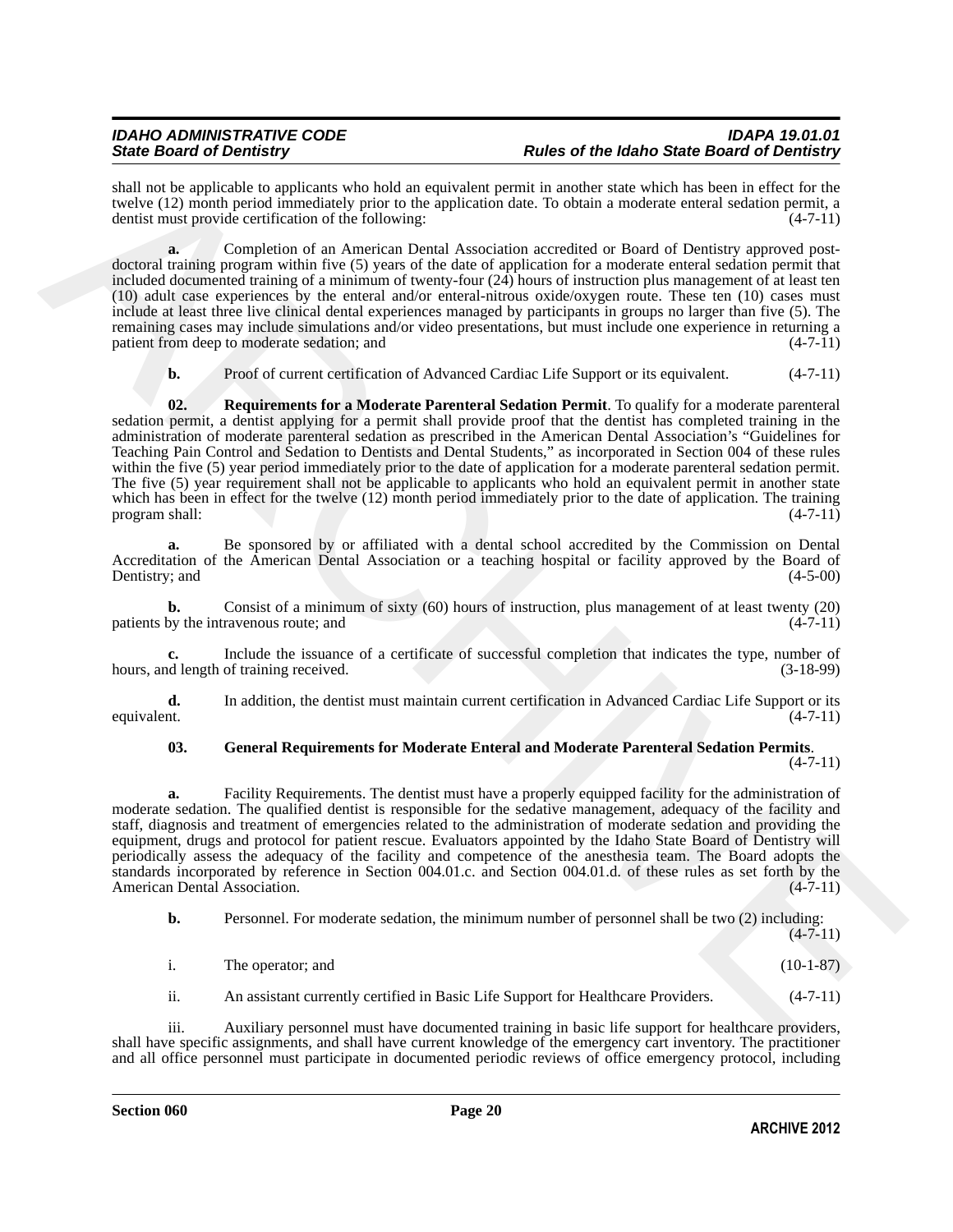shall not be applicable to applicants who hold an equivalent permit in another state which has been in effect for the twelve (12) month period immediately prior to the application date. To obtain a moderate enteral sedation permit, a dentist must provide certification of the following: (4-7-11)

**a.** Completion of an American Dental Association accredited or Board of Dentistry approved post-doctoral training program within five (5) years of the date of application for a moderate enteral sedation permit that included documented training of a minimum of twenty-four (24) hours of instruction plus management of at least ten (10) adult case experiences by the enteral and/or enteral-nitrous oxide/oxygen route. These ten (10) cases must include at least three live clinical dental experiences managed by participants in groups no larger than five (5). The remaining cases may include simulations and/or video presentations, but must include one experience in returning a patient from deep to moderate sedation; and (4-7-11)

**b.** Proof of current certification of Advanced Cardiac Life Support or its equivalent. (4-7-11)

**02. Requirements for a Moderate Parenteral Sedation Permit**. To qualify for a moderate parenteral sedation permit, a dentist applying for a permit shall provide proof that the dentist has completed training in the administration of moderate parenteral sedation as prescribed in the American Dental Association's "Guidelines for Teaching Pain Control and Sedation to Dentists and Dental Students," as incorporated in Section 004 of these rules within the five (5) year period immediately prior to the date of application for a moderate parenteral sedation permit. The five (5) year requirement shall not be applicable to applicants who hold an equivalent permit in another state which has been in effect for the twelve (12) month period immediately prior to the date of application. The training program shall: (4-7-11)

**a.** Be sponsored by or affiliated with a dental school accredited by the Commission on Dental Accreditation of the American Dental Association or a teaching hospital or facility approved by the Board of Dentistry; and (4-5-00)

**b.** Consist of a minimum of sixty (60) hours of instruction, plus management of at least twenty (20) patients by the intravenous route; and (4-7-11)

**c.** Include the issuance of a certificate of successful completion that indicates the type, number of hours, and length of training received. (3-18-99)

**d.** In addition, the dentist must maintain current certification in Advanced Cardiac Life Support or its equivalent. (4-7-11)

**03. General Requirements for Moderate Enteral and Moderate Parenteral Sedation Permits**. (4-7-11)

**a.** Facility Requirements. The dentist must have a properly equipped facility for the administration of moderate sedation. The qualified dentist is responsible for the sedative management, adequacy of the facility and staff, diagnosis and treatment of emergencies related to the administration of moderate sedation and providing the equipment, drugs and protocol for patient rescue. Evaluators appointed by the Idaho State Board of Dentistry will periodically assess the adequacy of the facility and competence of the anesthesia team. The Board adopts the standards incorporated by reference in Section 004.01.c. and Section 004.01.d. of these rules as set forth by the American Dental Association. (4-7-11)

**b.** Personnel. For moderate sedation, the minimum number of personnel shall be two (2) including: (4-7-11)

i. The operator; and (10-1-87)

ii. An assistant currently certified in Basic Life Support for Healthcare Providers. (4-7-11)

iii. Auxiliary personnel must have documented training in basic life support for healthcare providers, shall have specific assignments, and shall have current knowledge of the emergency cart inventory. The practitioner and all office personnel must participate in documented periodic reviews of office emergency protocol, including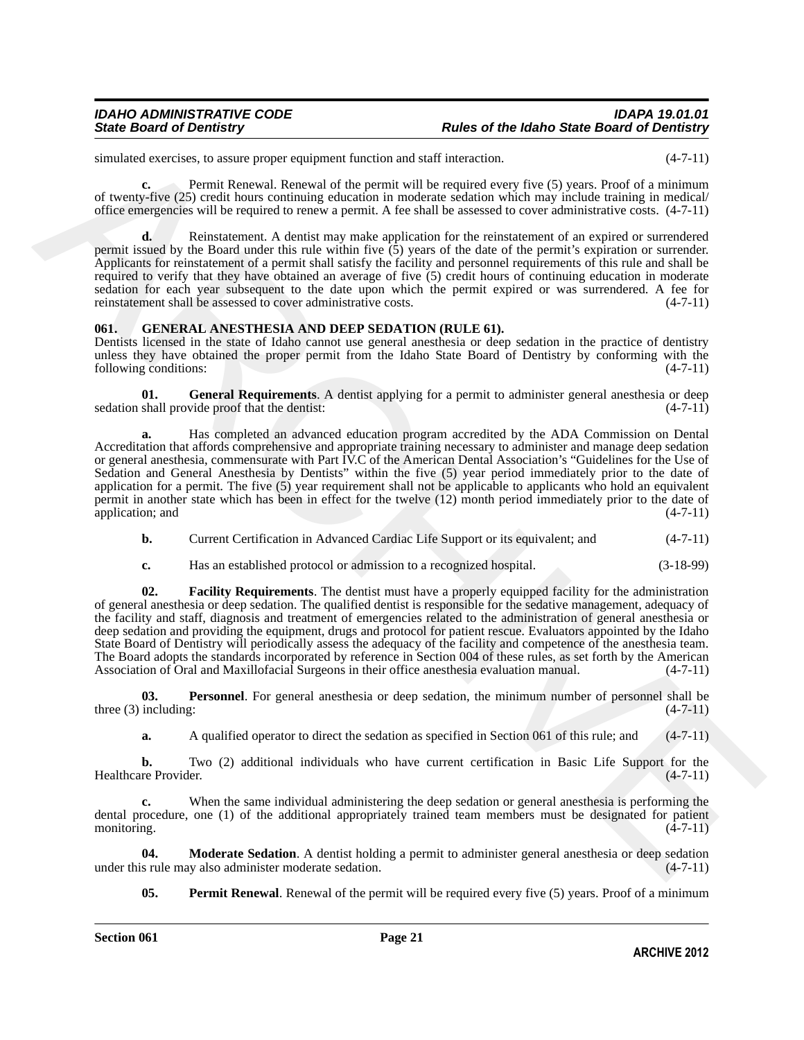simulated exercises, to assure proper equipment function and staff interaction. (4-7-11)

**c.** Permit Renewal. Renewal of the permit will be required every five (5) years. Proof of a minimum of twenty-five (25) credit hours continuing education in moderate sedation which may include training in medical/office emergencies will be required to renew a permit. A fee shall be assessed to cover administrative costs. (4-7-11)

**d.** Reinstatement. A dentist may make application for the reinstatement of an expired or surrendered permit issued by the Board under this rule within five (5) years of the date of the permit's expiration or surrender. Applicants for reinstatement of a permit shall satisfy the facility and personnel requirements of this rule and shall be required to verify that they have obtained an average of five (5) credit hours of continuing education in moderate sedation for each year subsequent to the date upon which the permit expired or was surrendered. A fee for reinstatement shall be assessed to cover administrative costs. (4-7-11)

## 061. GENERAL ANESTHESIA AND DEEP SEDATION (RULE 61).

Dentists licensed in the state of Idaho cannot use general anesthesia or deep sedation in the practice of dentistry unless they have obtained the proper permit from the Idaho State Board of Dentistry by conforming with the following conditions: (4-7-11)

**01. General Requirements**. A dentist applying for a permit to administer general anesthesia or deep sedation shall provide proof that the dentist: (4-7-11)

**a.** Has completed an advanced education program accredited by the ADA Commission on Dental Accreditation that affords comprehensive and appropriate training necessary to administer and manage deep sedation or general anesthesia, commensurate with Part IV.C of the American Dental Association's "Guidelines for the Use of Sedation and General Anesthesia by Dentists" within the five (5) year period immediately prior to the date of application for a permit. The five (5) year requirement shall not be applicable to applicants who hold an equivalent permit in another state which has been in effect for the twelve (12) month period immediately prior to the date of application; and (4-7-11)

**b.** Current Certification in Advanced Cardiac Life Support or its equivalent; and (4-7-11)

**c.** Has an established protocol or admission to a recognized hospital. (3-18-99)

**02. Facility Requirements**. The dentist must have a properly equipped facility for the administration of general anesthesia or deep sedation. The qualified dentist is responsible for the sedative management, adequacy of the facility and staff, diagnosis and treatment of emergencies related to the administration of general anesthesia or deep sedation and providing the equipment, drugs and protocol for patient rescue. Evaluators appointed by the Idaho State Board of Dentistry will periodically assess the adequacy of the facility and competence of the anesthesia team. The Board adopts the standards incorporated by reference in Section 004 of these rules, as set forth by the American Association of Oral and Maxillofacial Surgeons in their office anesthesia evaluation manual. (4-7-11)

**03. Personnel**. For general anesthesia or deep sedation, the minimum number of personnel shall be three (3) including: (4-7-11)

**a.** A qualified operator to direct the sedation as specified in Section 061 of this rule; and (4-7-11)

**b.** Two (2) additional individuals who have current certification in Basic Life Support for the Healthcare Provider. (4-7-11)

**c.** When the same individual administering the deep sedation or general anesthesia is performing the dental procedure, one (1) of the additional appropriately trained team members must be designated for patient monitoring. (4-7-11)

**04. Moderate Sedation**. A dentist holding a permit to administer general anesthesia or deep sedation under this rule may also administer moderate sedation. (4-7-11)

**05. Permit Renewal**. Renewal of the permit will be required every five (5) years. Proof of a minimum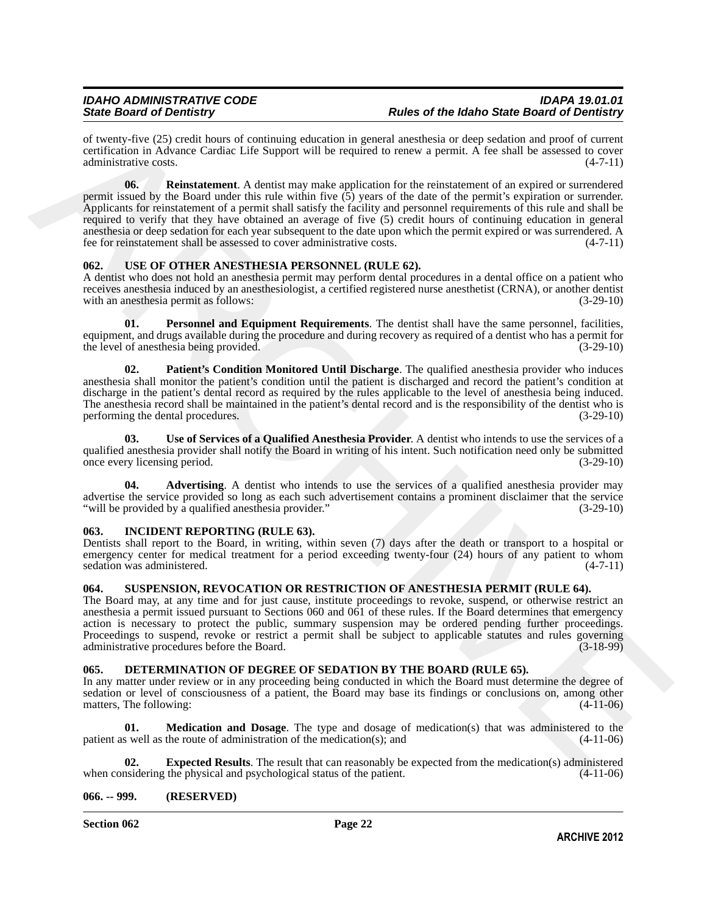of twenty-five (25) credit hours of continuing education in general anesthesia or deep sedation and proof of current certification in Advance Cardiac Life Support will be required to renew a permit. A fee shall be assessed to cover administrative costs. (4-7-11)

**06. Reinstatement**. A dentist may make application for the reinstatement of an expired or surrendered permit issued by the Board under this rule within five (5) years of the date of the permit's expiration or surrender. Applicants for reinstatement of a permit shall satisfy the facility and personnel requirements of this rule and shall be required to verify that they have obtained an average of five (5) credit hours of continuing education in general anesthesia or deep sedation for each year subsequent to the date upon which the permit expired or was surrendered. A fee for reinstatement shall be assessed to cover administrative costs. (4-7-11)

## 062. USE OF OTHER ANESTHESIA PERSONNEL (RULE 62).

A dentist who does not hold an anesthesia permit may perform dental procedures in a dental office on a patient who receives anesthesia induced by an anesthesiologist, a certified registered nurse anesthetist (CRNA), or another dentist with an anesthesia permit as follows: (3-29-10)

**01. Personnel and Equipment Requirements**. The dentist shall have the same personnel, facilities, equipment, and drugs available during the procedure and during recovery as required of a dentist who has a permit for the level of anesthesia being provided. (3-29-10)

**02. Patient's Condition Monitored Until Discharge**. The qualified anesthesia provider who induces anesthesia shall monitor the patient's condition until the patient is discharged and record the patient's condition at discharge in the patient's dental record as required by the rules applicable to the level of anesthesia being induced. The anesthesia record shall be maintained in the patient's dental record and is the responsibility of the dentist who is performing the dental procedures. (3-29-10)

**03. Use of Services of a Qualified Anesthesia Provider**. A dentist who intends to use the services of a qualified anesthesia provider shall notify the Board in writing of his intent. Such notification need only be submitted once every licensing period. (3-29-10)

**04. Advertising**. A dentist who intends to use the services of a qualified anesthesia provider may advertise the service provided so long as each such advertisement contains a prominent disclaimer that the service "will be provided by a qualified anesthesia provider." (3-29-10)

## 063. INCIDENT REPORTING (RULE 63).

Dentists shall report to the Board, in writing, within seven (7) days after the death or transport to a hospital or emergency center for medical treatment for a period exceeding twenty-four (24) hours of any patient to whom sedation was administered. (4-7-11)

## 064. SUSPENSION, REVOCATION OR RESTRICTION OF ANESTHESIA PERMIT (RULE 64).

The Board may, at any time and for just cause, institute proceedings to revoke, suspend, or otherwise restrict an anesthesia a permit issued pursuant to Sections 060 and 061 of these rules. If the Board determines that emergency action is necessary to protect the public, summary suspension may be ordered pending further proceedings. Proceedings to suspend, revoke or restrict a permit shall be subject to applicable statutes and rules governing administrative procedures before the Board. (3-18-99)

## 065. DETERMINATION OF DEGREE OF SEDATION BY THE BOARD (RULE 65).

In any matter under review or in any proceeding being conducted in which the Board must determine the degree of sedation or level of consciousness of a patient, the Board may base its findings or conclusions on, among other matters, The following: (4-11-06)

**01. Medication and Dosage**. The type and dosage of medication(s) that was administered to the patient as well as the route of administration of the medication(s); and (4-11-06)

**02. Expected Results**. The result that can reasonably be expected from the medication(s) administered when considering the physical and psychological status of the patient. (4-11-06)

## 066. -- 999. (RESERVED)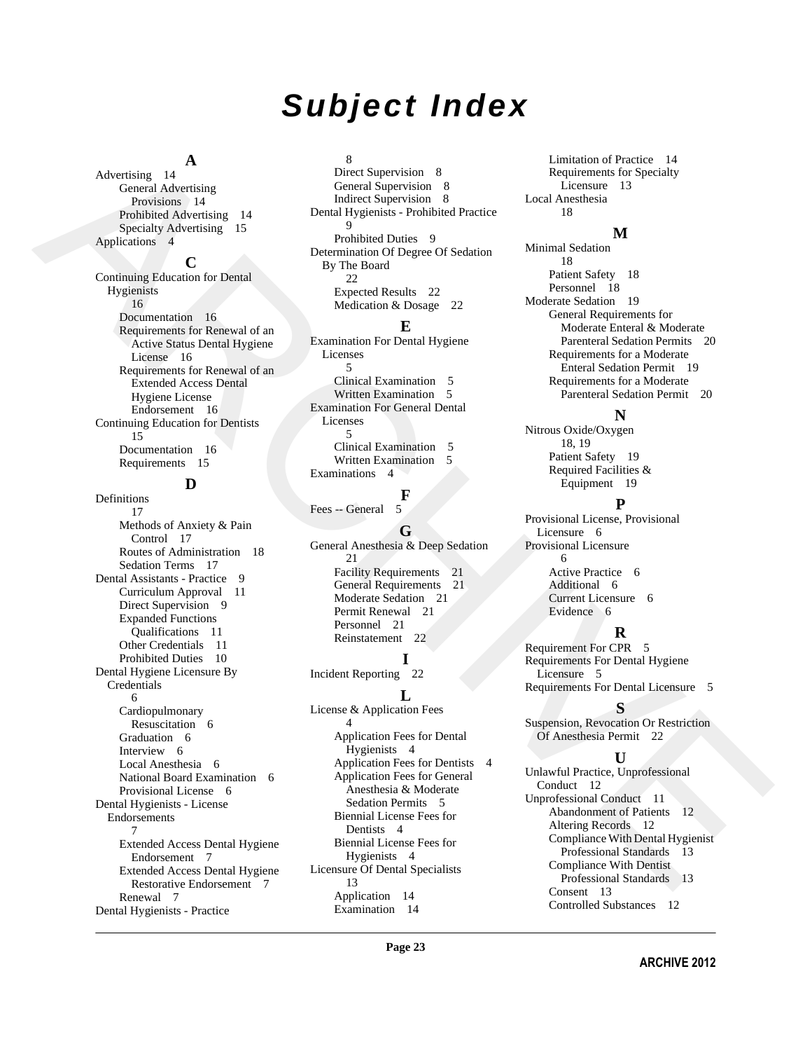# Subject Index

## A

Advertising 14
- General Advertising Provisions 14
- Prohibited Advertising 14
- Specialty Advertising 15

Applications 4

## C

Continuing Education for Dental Hygienists 16
- Documentation 16
- Requirements for Renewal of an Active Status Dental Hygiene License 16
- Requirements for Renewal of an Extended Access Dental Hygiene License Endorsement 16

Continuing Education for Dentists 15
- Documentation 16
- Requirements 15

## D

Definitions 17
- Methods of Anxiety & Pain Control 17
- Routes of Administration 18
- Sedation Terms 17

Dental Assistants - Practice 9
- Curriculum Approval 11
- Direct Supervision 9
- Expanded Functions Qualifications 11
- Other Credentials 11
- Prohibited Duties 10

Dental Hygiene Licensure By Credentials 6
- Cardiopulmonary Resuscitation 6
- Graduation 6
- Interview 6
- Local Anesthesia 6
- National Board Examination 6
- Provisional License 6

Dental Hygienists - License Endorsements 7
- Extended Access Dental Hygiene Endorsement 7
- Extended Access Dental Hygiene Restorative Endorsement 7
- Renewal 7

Dental Hygienists - Practice 8
- Direct Supervision 8
- General Supervision 8
- Indirect Supervision 8

Dental Hygienists - Prohibited Practice 9
- Prohibited Duties 9

Determination Of Degree Of Sedation By The Board 22
- Expected Results 22
- Medication & Dosage 22

## E

Examination For Dental Hygiene Licenses 5
- Clinical Examination 5
- Written Examination 5

Examination For General Dental Licenses 5
- Clinical Examination 5
- Written Examination 5

Examinations 4

## F

Fees -- General 5

## G

General Anesthesia & Deep Sedation 21
- Facility Requirements 21
- General Requirements 21
- Moderate Sedation 21
- Permit Renewal 21
- Personnel 21
- Reinstatement 22

## I

Incident Reporting 22

## L

License & Application Fees 4
- Application Fees for Dental Hygienists 4
- Application Fees for Dentists 4
- Application Fees for General Anesthesia & Moderate Sedation Permits 5
- Biennial License Fees for Dentists 4
- Biennial License Fees for Hygienists 4

Licensure Of Dental Specialists 13
- Application 14
- Examination 14
- Limitation of Practice 14
- Requirements for Specialty Licensure 13

Local Anesthesia 18

## M

Minimal Sedation 18
- Patient Safety 18
- Personnel 18

Moderate Sedation 19
- General Requirements for Moderate Enteral & Moderate Parenteral Sedation Permits 20
- Requirements for a Moderate Enteral Sedation Permit 19
- Requirements for a Moderate Parenteral Sedation Permit 20

## N

Nitrous Oxide/Oxygen 18, 19
- Patient Safety 19
- Required Facilities & Equipment 19

## P

Provisional License, Provisional Licensure 6

Provisional Licensure 6
- Active Practice 6
- Additional 6
- Current Licensure 6
- Evidence 6

## R

Requirement For CPR 5

Requirements For Dental Hygiene Licensure 5

Requirements For Dental Licensure 5

## S

Suspension, Revocation Or Restriction Of Anesthesia Permit 22

## U

Unlawful Practice, Unprofessional Conduct 12

Unprofessional Conduct 11
- Abandonment of Patients 12
- Altering Records 12
- Compliance With Dental Hygienist Professional Standards 13
- Compliance With Dentist Professional Standards 13
- Consent 13
- Controlled Substances 12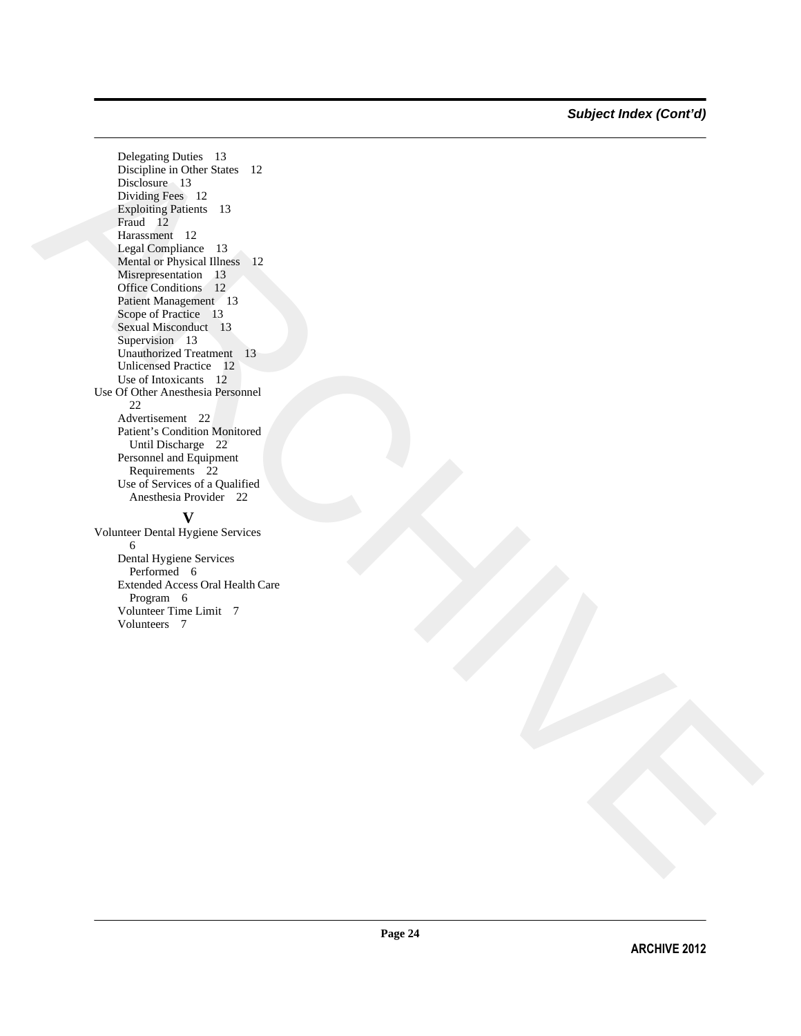Delegating Duties 13
Discipline in Other States 12
Disclosure 13
Dividing Fees 12
Exploiting Patients 13
Fraud 12
Harassment 12
Legal Compliance 13
Mental or Physical Illness 12
Misrepresentation 13
Office Conditions 12
Patient Management 13
Scope of Practice 13
Sexual Misconduct 13
Supervision 13
Unauthorized Treatment 13
Unlicensed Practice 12
Use of Intoxicants 12

Use Of Other Anesthesia Personnel 22
Advertisement 22
Patient's Condition Monitored Until Discharge 22
Personnel and Equipment Requirements 22
Use of Services of a Qualified Anesthesia Provider 22

## V

Volunteer Dental Hygiene Services 6
Dental Hygiene Services Performed 6
Extended Access Oral Health Care Program 6
Volunteer Time Limit 7
Volunteers 7